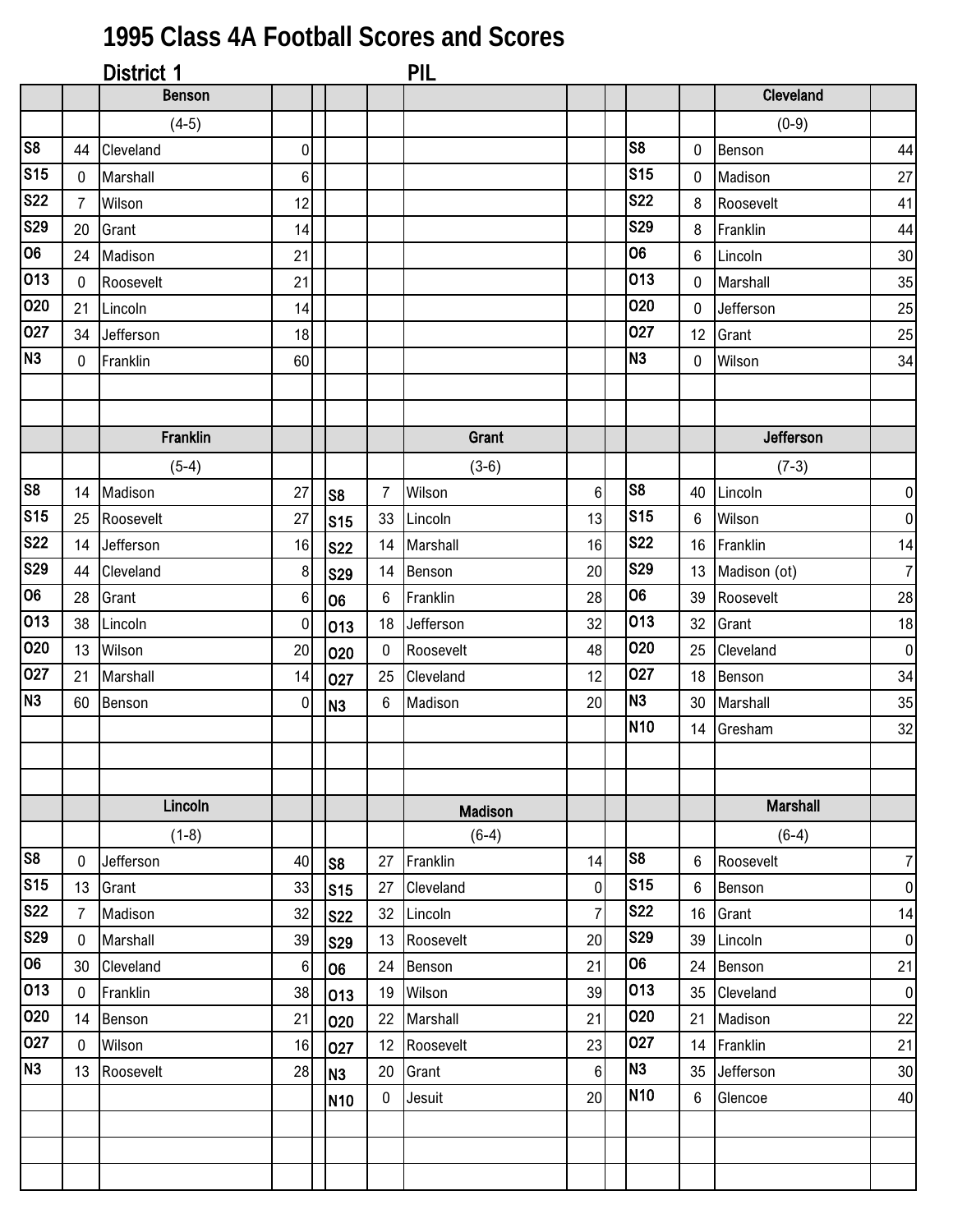# 1995 Class 4A Football Scores and Scores

## District 1 — PIL

| | | Benson | | | | | | | | | Cleveland | |
|---|---|---|---|---|---|---|---|---|---|---|---|---|
| | | (4-5) | | | | | | | | | (0-9) | |
| S8 | 44 | Cleveland | 0 | | | | | | | S8 | 0 | Benson | 44 |
| S15 | 0 | Marshall | 6 | | | | | | | S15 | 0 | Madison | 27 |
| S22 | 7 | Wilson | 12 | | | | | | | S22 | 8 | Roosevelt | 41 |
| S29 | 20 | Grant | 14 | | | | | | | S29 | 8 | Franklin | 44 |
| O6 | 24 | Madison | 21 | | | | | | | O6 | 6 | Lincoln | 30 |
| O13 | 0 | Roosevelt | 21 | | | | | | | O13 | 0 | Marshall | 35 |
| O20 | 21 | Lincoln | 14 | | | | | | | O20 | 0 | Jefferson | 25 |
| O27 | 34 | Jefferson | 18 | | | | | | | O27 | 12 | Grant | 25 |
| N3 | 0 | Franklin | 60 | | | | | | | N3 | 0 | Wilson | 34 |

| | | Franklin | | | | | Grant | | | | | Jefferson | |
|---|---|---|---|---|---|---|---|---|---|---|---|---|---|
| | | (5-4) | | | | | (3-6) | | | | | (7-3) | |
| S8 | 14 | Madison | 27 | | S8 | 7 | Wilson | 6 | | S8 | 40 | Lincoln | 0 |
| S15 | 25 | Roosevelt | 27 | | S15 | 33 | Lincoln | 13 | | S15 | 6 | Wilson | 0 |
| S22 | 14 | Jefferson | 16 | | S22 | 14 | Marshall | 16 | | S22 | 16 | Franklin | 14 |
| S29 | 44 | Cleveland | 8 | | S29 | 14 | Benson | 20 | | S29 | 13 | Madison (ot) | 7 |
| O6 | 28 | Grant | 6 | | O6 | 6 | Franklin | 28 | | O6 | 39 | Roosevelt | 28 |
| O13 | 38 | Lincoln | 0 | | O13 | 18 | Jefferson | 32 | | O13 | 32 | Grant | 18 |
| O20 | 13 | Wilson | 20 | | O20 | 0 | Roosevelt | 48 | | O20 | 25 | Cleveland | 0 |
| O27 | 21 | Marshall | 14 | | O27 | 25 | Cleveland | 12 | | O27 | 18 | Benson | 34 |
| N3 | 60 | Benson | 0 | | N3 | 6 | Madison | 20 | | N3 | 30 | Marshall | 35 |
| | | | | | | | | | | N10 | 14 | Gresham | 32 |

| | | Lincoln | | | | | Madison | | | | | Marshall | |
|---|---|---|---|---|---|---|---|---|---|---|---|---|---|
| | | (1-8) | | | | | (6-4) | | | | | (6-4) | |
| S8 | 0 | Jefferson | 40 | | S8 | 27 | Franklin | 14 | | S8 | 6 | Roosevelt | 7 |
| S15 | 13 | Grant | 33 | | S15 | 27 | Cleveland | 0 | | S15 | 6 | Benson | 0 |
| S22 | 7 | Madison | 32 | | S22 | 32 | Lincoln | 7 | | S22 | 16 | Grant | 14 |
| S29 | 0 | Marshall | 39 | | S29 | 13 | Roosevelt | 20 | | S29 | 39 | Lincoln | 0 |
| O6 | 30 | Cleveland | 6 | | O6 | 24 | Benson | 21 | | O6 | 24 | Benson | 21 |
| O13 | 0 | Franklin | 38 | | O13 | 19 | Wilson | 39 | | O13 | 35 | Cleveland | 0 |
| O20 | 14 | Benson | 21 | | O20 | 22 | Marshall | 21 | | O20 | 21 | Madison | 22 |
| O27 | 0 | Wilson | 16 | | O27 | 12 | Roosevelt | 23 | | O27 | 14 | Franklin | 21 |
| N3 | 13 | Roosevelt | 28 | | N3 | 20 | Grant | 6 | | N3 | 35 | Jefferson | 30 |
| | | | | | N10 | 0 | Jesuit | 20 | | N10 | 6 | Glencoe | 40 |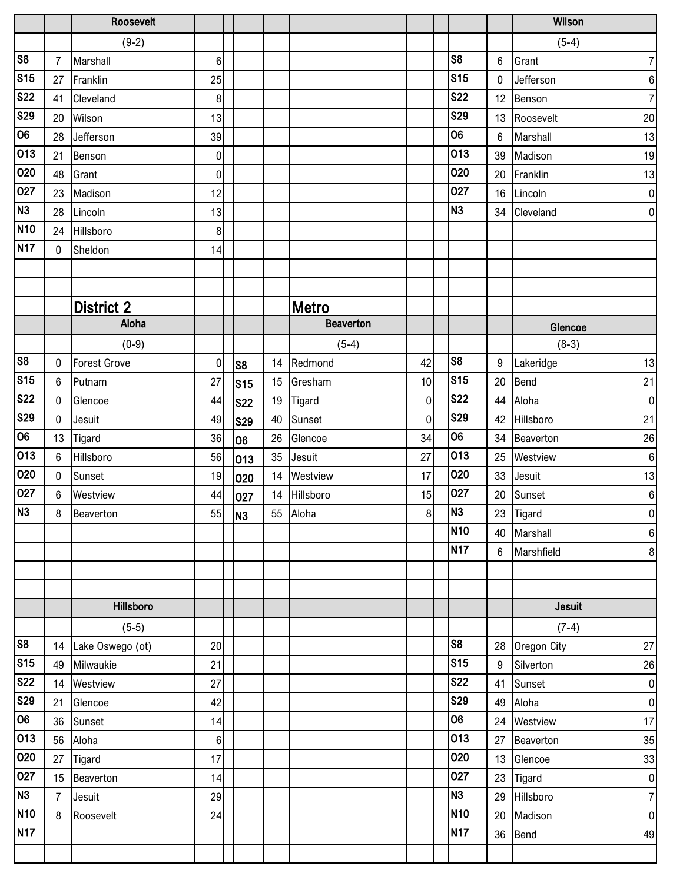| | | Roosevelt | |
|---|---|---|---|
| | | (9-2) | |
| S8 | 7 | Marshall | 6 |
| S15 | 27 | Franklin | 25 |
| S22 | 41 | Cleveland | 8 |
| S29 | 20 | Wilson | 13 |
| O6 | 28 | Jefferson | 39 |
| O13 | 21 | Benson | 0 |
| O20 | 48 | Grant | 0 |
| O27 | 23 | Madison | 12 |
| N3 | 28 | Lincoln | 13 |
| N10 | 24 | Hillsboro | 8 |
| N17 | 0 | Sheldon | 14 |

| | | Wilson | |
|---|---|---|---|
| | | (5-4) | |
| S8 | 6 | Grant | 7 |
| S15 | 0 | Jefferson | 6 |
| S22 | 12 | Benson | 7 |
| S29 | 13 | Roosevelt | 20 |
| O6 | 6 | Marshall | 13 |
| O13 | 39 | Madison | 19 |
| O20 | 20 | Franklin | 13 |
| O27 | 16 | Lincoln | 0 |
| N3 | 34 | Cleveland | 0 |

## District 2 Metro

| | | Aloha | |
|---|---|---|---|
| | | (0-9) | |
| S8 | 0 | Forest Grove | 0 |
| S15 | 6 | Putnam | 27 |
| S22 | 0 | Glencoe | 44 |
| S29 | 0 | Jesuit | 49 |
| O6 | 13 | Tigard | 36 |
| O13 | 6 | Hillsboro | 56 |
| O20 | 0 | Sunset | 19 |
| O27 | 6 | Westview | 44 |
| N3 | 8 | Beaverton | 55 |

| | | Beaverton | |
|---|---|---|---|
| | | (5-4) | |
| S8 | 14 | Redmond | 42 |
| S15 | 15 | Gresham | 10 |
| S22 | 19 | Tigard | 0 |
| S29 | 40 | Sunset | 0 |
| O6 | 26 | Glencoe | 34 |
| O13 | 35 | Jesuit | 27 |
| O20 | 14 | Westview | 17 |
| O27 | 14 | Hillsboro | 15 |
| N3 | 55 | Aloha | 8 |

| | | Glencoe | |
|---|---|---|---|
| | | (8-3) | |
| S8 | 9 | Lakeridge | 13 |
| S15 | 20 | Bend | 21 |
| S22 | 44 | Aloha | 0 |
| S29 | 42 | Hillsboro | 21 |
| O6 | 34 | Beaverton | 26 |
| O13 | 25 | Westview | 6 |
| O20 | 33 | Jesuit | 13 |
| O27 | 20 | Sunset | 6 |
| N3 | 23 | Tigard | 0 |
| N10 | 40 | Marshall | 6 |
| N17 | 6 | Marshfield | 8 |

| | | Hillsboro | |
|---|---|---|---|
| | | (5-5) | |
| S8 | 14 | Lake Oswego (ot) | 20 |
| S15 | 49 | Milwaukie | 21 |
| S22 | 14 | Westview | 27 |
| S29 | 21 | Glencoe | 42 |
| O6 | 36 | Sunset | 14 |
| O13 | 56 | Aloha | 6 |
| O20 | 27 | Tigard | 17 |
| O27 | 15 | Beaverton | 14 |
| N3 | 7 | Jesuit | 29 |
| N10 | 8 | Roosevelt | 24 |
| N17 | | | |

| | | Jesuit | |
|---|---|---|---|
| | | (7-4) | |
| S8 | 28 | Oregon City | 27 |
| S15 | 9 | Silverton | 26 |
| S22 | 41 | Sunset | 0 |
| S29 | 49 | Aloha | 0 |
| O6 | 24 | Westview | 17 |
| O13 | 27 | Beaverton | 35 |
| O20 | 13 | Glencoe | 33 |
| O27 | 23 | Tigard | 0 |
| N3 | 29 | Hillsboro | 7 |
| N10 | 20 | Madison | 0 |
| N17 | 36 | Bend | 49 |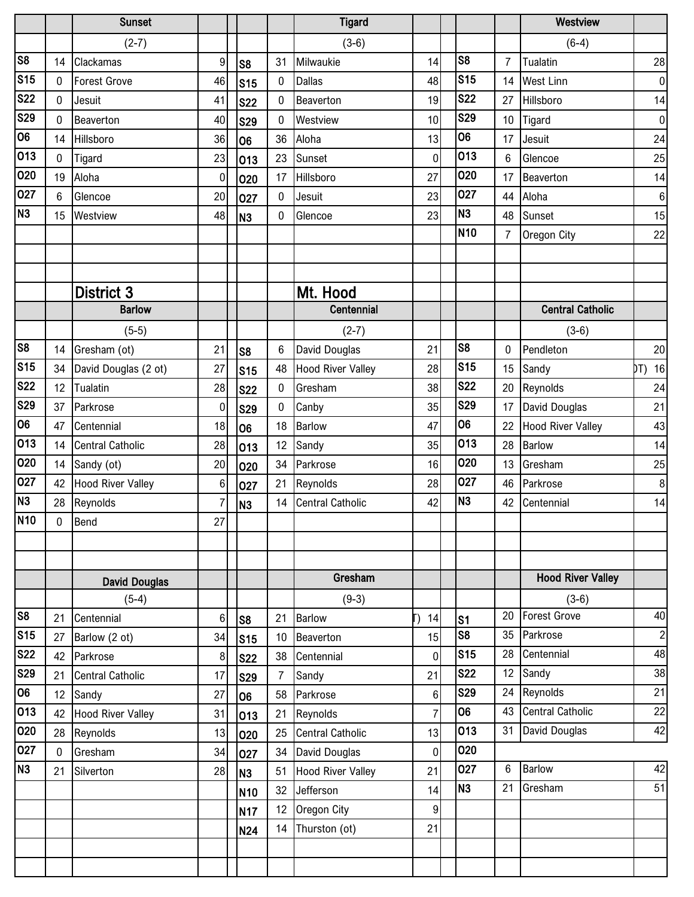| | Sunset | | | Tigard | | | Westview | |
|---|---|---|---|---|---|---|---|---|
| | (2-7) | | | (3-6) | | | (6-4) | |
| S8 | 14 Clackamas | 9 | S8 | 31 Milwaukie | 14 | S8 | 7 Tualatin | 28 |
| S15 | 0 Forest Grove | 46 | S15 | 0 Dallas | 48 | S15 | 14 West Linn | 0 |
| S22 | 0 Jesuit | 41 | S22 | 0 Beaverton | 19 | S22 | 27 Hillsboro | 14 |
| S29 | 0 Beaverton | 40 | S29 | 0 Westview | 10 | S29 | 10 Tigard | 0 |
| O6 | 14 Hillsboro | 36 | O6 | 36 Aloha | 13 | O6 | 17 Jesuit | 24 |
| O13 | 0 Tigard | 23 | O13 | 23 Sunset | 0 | O13 | 6 Glencoe | 25 |
| O20 | 19 Aloha | 0 | O20 | 17 Hillsboro | 27 | O20 | 17 Beaverton | 14 |
| O27 | 6 Glencoe | 20 | O27 | 0 Jesuit | 23 | O27 | 44 Aloha | 6 |
| N3 | 15 Westview | 48 | N3 | 0 Glencoe | 23 | N3 | 48 Sunset | 15 |
| | | | | | | N10 | 7 Oregon City | 22 |

## District 3 Mt. Hood

| | Barlow | | | Centennial | | | Central Catholic | |
|---|---|---|---|---|---|---|---|---|
| | (5-5) | | | (2-7) | | | (3-6) | |
| S8 | 14 Gresham (ot) | 21 | S8 | 6 David Douglas | 21 | S8 | 0 Pendleton | 20 |
| S15 | 34 David Douglas (2 ot) | 27 | S15 | 48 Hood River Valley | 28 | S15 | 15 Sandy | (OT) 16 |
| S22 | 12 Tualatin | 28 | S22 | 0 Gresham | 38 | S22 | 20 Reynolds | 24 |
| S29 | 37 Parkrose | 0 | S29 | 0 Canby | 35 | S29 | 17 David Douglas | 21 |
| O6 | 47 Centennial | 18 | O6 | 18 Barlow | 47 | O6 | 22 Hood River Valley | 43 |
| O13 | 14 Central Catholic | 28 | O13 | 12 Sandy | 35 | O13 | 28 Barlow | 14 |
| O20 | 14 Sandy (ot) | 20 | O20 | 34 Parkrose | 16 | O20 | 13 Gresham | 25 |
| O27 | 42 Hood River Valley | 6 | O27 | 21 Reynolds | 28 | O27 | 46 Parkrose | 8 |
| N3 | 28 Reynolds | 7 | N3 | 14 Central Catholic | 42 | N3 | 42 Centennial | 14 |
| N10 | 0 Bend | 27 | | | | | | |

| | David Douglas | | | Gresham | | | Hood River Valley | |
|---|---|---|---|---|---|---|---|---|
| | (5-4) | | | (9-3) | | | (3-6) | |
| S8 | 21 Centennial | 6 | S8 | 21 Barlow | (OT) 14 | S1 | 20 Forest Grove | 40 |
| S15 | 27 Barlow (2 ot) | 34 | S15 | 10 Beaverton | 15 | S8 | 35 Parkrose | 2 |
| S22 | 42 Parkrose | 8 | S22 | 38 Centennial | 0 | S15 | 28 Centennial | 48 |
| S29 | 21 Central Catholic | 17 | S29 | 7 Sandy | 21 | S22 | 12 Sandy | 38 |
| O6 | 12 Sandy | 27 | O6 | 58 Parkrose | 6 | S29 | 24 Reynolds | 21 |
| O13 | 42 Hood River Valley | 31 | O13 | 21 Reynolds | 7 | O6 | 43 Central Catholic | 22 |
| O20 | 28 Reynolds | 13 | O20 | 25 Central Catholic | 13 | O13 | 31 David Douglas | 42 |
| O27 | 0 Gresham | 34 | O27 | 34 David Douglas | 0 | O20 | | |
| N3 | 21 Silverton | 28 | N3 | 51 Hood River Valley | 21 | O27 | 6 Barlow | 42 |
| | | | N10 | 32 Jefferson | 14 | N3 | 21 Gresham | 51 |
| | | | N17 | 12 Oregon City | 9 | | | |
| | | | N24 | 14 Thurston (ot) | 21 | | | |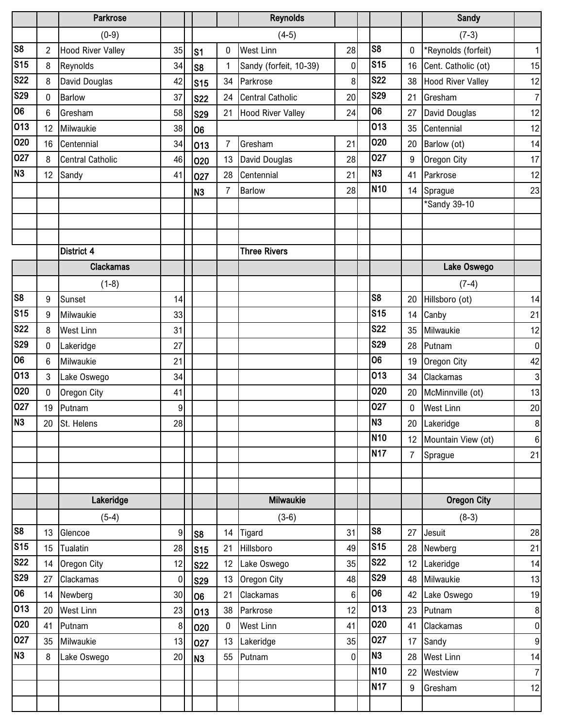| | | Parkrose | | | | | Reynolds | | | | | Sandy | |
|---|---|---|---|---|---|---|---|---|---|---|---|---|---|
| | | (0-9) | | | | | (4-5) | | | | | (7-3) | |
| S8 | 2 | Hood River Valley | 35 | | S1 | 0 | West Linn | 28 | | S8 | 0 | *Reynolds (forfeit) | 1 |
| S15 | 8 | Reynolds | 34 | | S8 | 1 | Sandy (forfeit, 10-39) | 0 | | S15 | 16 | Cent. Catholic (ot) | 15 |
| S22 | 8 | David Douglas | 42 | | S15 | 34 | Parkrose | 8 | | S22 | 38 | Hood River Valley | 12 |
| S29 | 0 | Barlow | 37 | | S22 | 24 | Central Catholic | 20 | | S29 | 21 | Gresham | 7 |
| O6 | 6 | Gresham | 58 | | S29 | 21 | Hood River Valley | 24 | | O6 | 27 | David Douglas | 12 |
| O13 | 12 | Milwaukie | 38 | | O6 | | | | | O13 | 35 | Centennial | 12 |
| O20 | 16 | Centennial | 34 | | O13 | 7 | Gresham | 21 | | O20 | 20 | Barlow (ot) | 14 |
| O27 | 8 | Central Catholic | 46 | | O20 | 13 | David Douglas | 28 | | O27 | 9 | Oregon City | 17 |
| N3 | 12 | Sandy | 41 | | O27 | 28 | Centennial | 21 | | N3 | 41 | Parkrose | 12 |
| | | | | | N3 | 7 | Barlow | 28 | | N10 | 14 | Sprague | 23 |
| | | | | | | | | | | | | *Sandy 39-10 | |

**District 4** — **Three Rivers**

| | | Clackamas | | | | | | | | | | Lake Oswego | |
|---|---|---|---|---|---|---|---|---|---|---|---|---|---|
| | | (1-8) | | | | | | | | | | (7-4) | |
| S8 | 9 | Sunset | 14 | | | | | | | S8 | 20 | Hillsboro (ot) | 14 |
| S15 | 9 | Milwaukie | 33 | | | | | | | S15 | 14 | Canby | 21 |
| S22 | 8 | West Linn | 31 | | | | | | | S22 | 35 | Milwaukie | 12 |
| S29 | 0 | Lakeridge | 27 | | | | | | | S29 | 28 | Putnam | 0 |
| O6 | 6 | Milwaukie | 21 | | | | | | | O6 | 19 | Oregon City | 42 |
| O13 | 3 | Lake Oswego | 34 | | | | | | | O13 | 34 | Clackamas | 3 |
| O20 | 0 | Oregon City | 41 | | | | | | | O20 | 20 | McMinnville (ot) | 13 |
| O27 | 19 | Putnam | 9 | | | | | | | O27 | 0 | West Linn | 20 |
| N3 | 20 | St. Helens | 28 | | | | | | | N3 | 20 | Lakeridge | 8 |
| | | | | | | | | | | N10 | 12 | Mountain View (ot) | 6 |
| | | | | | | | | | | N17 | 7 | Sprague | 21 |

| | | Lakeridge | | | | | Milwaukie | | | | | Oregon City | |
|---|---|---|---|---|---|---|---|---|---|---|---|---|---|
| | | (5-4) | | | | | (3-6) | | | | | (8-3) | |
| S8 | 13 | Glencoe | 9 | | S8 | 14 | Tigard | 31 | | S8 | 27 | Jesuit | 28 |
| S15 | 15 | Tualatin | 28 | | S15 | 21 | Hillsboro | 49 | | S15 | 28 | Newberg | 21 |
| S22 | 14 | Oregon City | 12 | | S22 | 12 | Lake Oswego | 35 | | S22 | 12 | Lakeridge | 14 |
| S29 | 27 | Clackamas | 0 | | S29 | 13 | Oregon City | 48 | | S29 | 48 | Milwaukie | 13 |
| O6 | 14 | Newberg | 30 | | O6 | 21 | Clackamas | 6 | | O6 | 42 | Lake Oswego | 19 |
| O13 | 20 | West Linn | 23 | | O13 | 38 | Parkrose | 12 | | O13 | 23 | Putnam | 8 |
| O20 | 41 | Putnam | 8 | | O20 | 0 | West Linn | 41 | | O20 | 41 | Clackamas | 0 |
| O27 | 35 | Milwaukie | 13 | | O27 | 13 | Lakeridge | 35 | | O27 | 17 | Sandy | 9 |
| N3 | 8 | Lake Oswego | 20 | | N3 | 55 | Putnam | 0 | | N3 | 28 | West Linn | 14 |
| | | | | | | | | | | N10 | 22 | Westview | 7 |
| | | | | | | | | | | N17 | 9 | Gresham | 12 |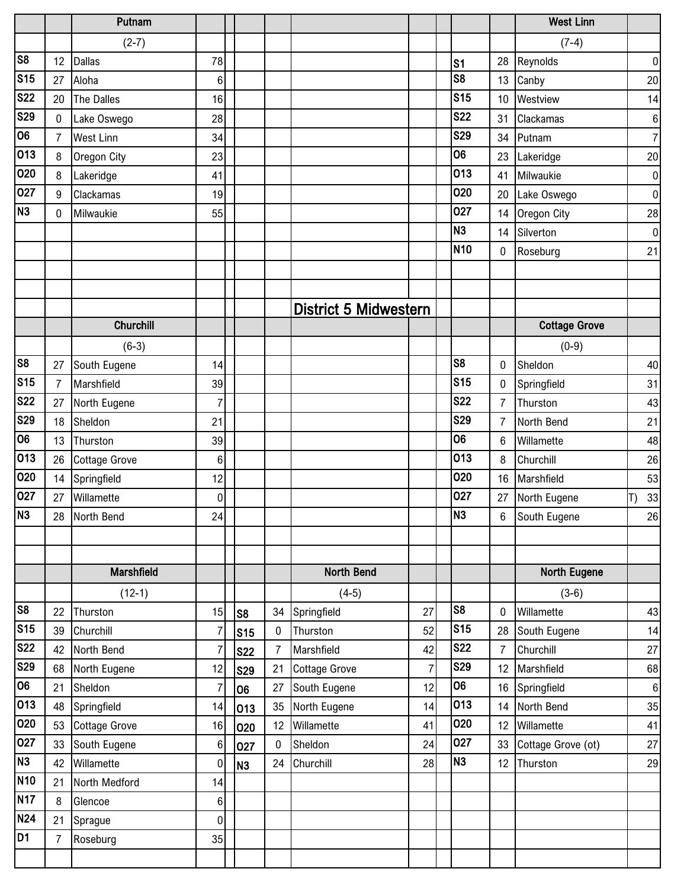## Putnam

(2-7)

| | | | |
|---|---|---|---|
| S8 | 12 | Dallas | 78 |
| S15 | 27 | Aloha | 6 |
| S22 | 20 | The Dalles | 16 |
| S29 | 0 | Lake Oswego | 28 |
| O6 | 7 | West Linn | 34 |
| O13 | 8 | Oregon City | 23 |
| O20 | 8 | Lakeridge | 41 |
| O27 | 9 | Clackamas | 19 |
| N3 | 0 | Milwaukie | 55 |

## West Linn

(7-4)

| | | | |
|---|---|---|---|
| S1 | 28 | Reynolds | 0 |
| S8 | 13 | Canby | 20 |
| S15 | 10 | Westview | 14 |
| S22 | 31 | Clackamas | 6 |
| S29 | 34 | Putnam | 7 |
| O6 | 23 | Lakeridge | 20 |
| O13 | 41 | Milwaukie | 0 |
| O20 | 20 | Lake Oswego | 0 |
| O27 | 14 | Oregon City | 28 |
| N3 | 14 | Silverton | 0 |
| N10 | 0 | Roseburg | 21 |

# District 5 Midwestern

## Churchill

(6-3)

| | | | |
|---|---|---|---|
| S8 | 27 | South Eugene | 14 |
| S15 | 7 | Marshfield | 39 |
| S22 | 27 | North Eugene | 7 |
| S29 | 18 | Sheldon | 21 |
| O6 | 13 | Thurston | 39 |
| O13 | 26 | Cottage Grove | 6 |
| O20 | 14 | Springfield | 12 |
| O27 | 27 | Willamette | 0 |
| N3 | 28 | North Bend | 24 |

## Cottage Grove

(0-9)

| | | | |
|---|---|---|---|
| S8 | 0 | Sheldon | 40 |
| S15 | 0 | Springfield | 31 |
| S22 | 7 | Thurston | 43 |
| S29 | 7 | North Bend | 21 |
| O6 | 6 | Willamette | 48 |
| O13 | 8 | Churchill | 26 |
| O20 | 16 | Marshfield | 53 |
| O27 | 27 | North Eugene | T) 33 |
| N3 | 6 | South Eugene | 26 |

## Marshfield

(12-1)

| | | | |
|---|---|---|---|
| S8 | 22 | Thurston | 15 |
| S15 | 39 | Churchill | 7 |
| S22 | 42 | North Bend | 7 |
| S29 | 68 | North Eugene | 12 |
| O6 | 21 | Sheldon | 7 |
| O13 | 48 | Springfield | 14 |
| O20 | 53 | Cottage Grove | 16 |
| O27 | 33 | South Eugene | 6 |
| N3 | 42 | Willamette | 0 |
| N10 | 21 | North Medford | 14 |
| N17 | 8 | Glencoe | 6 |
| N24 | 21 | Sprague | 0 |
| D1 | 7 | Roseburg | 35 |

## North Bend

(4-5)

| | | | |
|---|---|---|---|
| S8 | 34 | Springfield | 27 |
| S15 | 0 | Thurston | 52 |
| S22 | 7 | Marshfield | 42 |
| S29 | 21 | Cottage Grove | 7 |
| O6 | 27 | South Eugene | 12 |
| O13 | 35 | North Eugene | 14 |
| O20 | 12 | Willamette | 41 |
| O27 | 0 | Sheldon | 24 |
| N3 | 24 | Churchill | 28 |

## North Eugene

(3-6)

| | | | |
|---|---|---|---|
| S8 | 0 | Willamette | 43 |
| S15 | 28 | South Eugene | 14 |
| S22 | 7 | Churchill | 27 |
| S29 | 12 | Marshfield | 68 |
| O6 | 16 | Springfield | 6 |
| O13 | 14 | North Bend | 35 |
| O20 | 12 | Willamette | 41 |
| O27 | 33 | Cottage Grove (ot) | 27 |
| N3 | 12 | Thurston | 29 |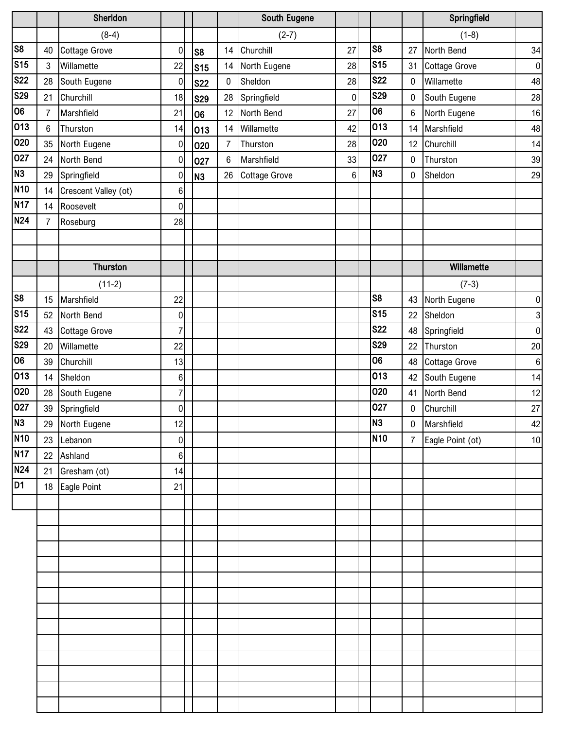## Sherldon

(8-4)

| Date | Score | Opponent | Opp |
|---|---|---|---|
| S8 | 40 | Cottage Grove | 0 |
| S15 | 3 | Willamette | 22 |
| S22 | 28 | South Eugene | 0 |
| S29 | 21 | Churchill | 18 |
| O6 | 7 | Marshfield | 21 |
| O13 | 6 | Thurston | 14 |
| O20 | 35 | North Eugene | 0 |
| O27 | 24 | North Bend | 0 |
| N3 | 29 | Springfield | 0 |
| N10 | 14 | Crescent Valley (ot) | 6 |
| N17 | 14 | Roosevelt | 0 |
| N24 | 7 | Roseburg | 28 |

## South Eugene

(2-7)

| Date | Score | Opponent | Opp |
|---|---|---|---|
| S8 | 14 | Churchill | 27 |
| S15 | 14 | North Eugene | 28 |
| S22 | 0 | Sheldon | 28 |
| S29 | 28 | Springfield | 0 |
| O6 | 12 | North Bend | 27 |
| O13 | 14 | Willamette | 42 |
| O20 | 7 | Thurston | 28 |
| O27 | 6 | Marshfield | 33 |
| N3 | 26 | Cottage Grove | 6 |

## Springfield

(1-8)

| Date | Score | Opponent | Opp |
|---|---|---|---|
| S8 | 27 | North Bend | 34 |
| S15 | 31 | Cottage Grove | 0 |
| S22 | 0 | Willamette | 48 |
| S29 | 0 | South Eugene | 28 |
| O6 | 6 | North Eugene | 16 |
| O13 | 14 | Marshfield | 48 |
| O20 | 12 | Churchill | 14 |
| O27 | 0 | Thurston | 39 |
| N3 | 0 | Sheldon | 29 |

## Thurston

(11-2)

| Date | Score | Opponent | Opp |
|---|---|---|---|
| S8 | 15 | Marshfield | 22 |
| S15 | 52 | North Bend | 0 |
| S22 | 43 | Cottage Grove | 7 |
| S29 | 20 | Willamette | 22 |
| O6 | 39 | Churchill | 13 |
| O13 | 14 | Sheldon | 6 |
| O20 | 28 | South Eugene | 7 |
| O27 | 39 | Springfield | 0 |
| N3 | 29 | North Eugene | 12 |
| N10 | 23 | Lebanon | 0 |
| N17 | 22 | Ashland | 6 |
| N24 | 21 | Gresham (ot) | 14 |
| D1 | 18 | Eagle Point | 21 |

## Willamette

(7-3)

| Date | Score | Opponent | Opp |
|---|---|---|---|
| S8 | 43 | North Eugene | 0 |
| S15 | 22 | Sheldon | 3 |
| S22 | 48 | Springfield | 0 |
| S29 | 22 | Thurston | 20 |
| O6 | 48 | Cottage Grove | 6 |
| O13 | 42 | South Eugene | 14 |
| O20 | 41 | North Bend | 12 |
| O27 | 0 | Churchill | 27 |
| N3 | 0 | Marshfield | 42 |
| N10 | 7 | Eagle Point (ot) | 10 |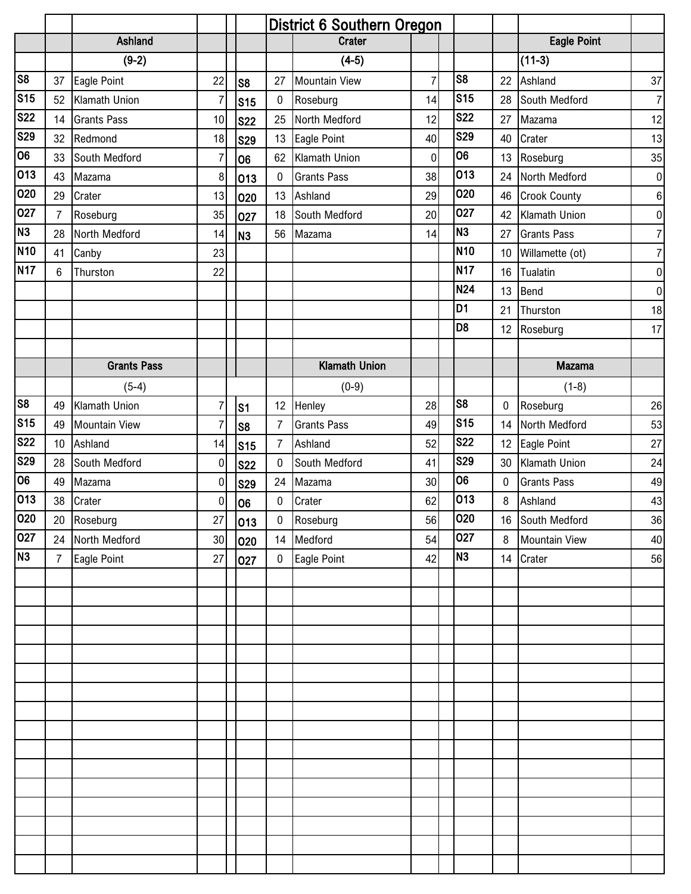# District 6 Southern Oregon

## Ashland

(9-2)

| Date | Score | Opponent | Opp |
|---|---|---|---|
| S8 | 37 | Eagle Point | 22 |
| S15 | 52 | Klamath Union | 7 |
| S22 | 14 | Grants Pass | 10 |
| S29 | 32 | Redmond | 18 |
| O6 | 33 | South Medford | 7 |
| O13 | 43 | Mazama | 8 |
| O20 | 29 | Crater | 13 |
| O27 | 7 | Roseburg | 35 |
| N3 | 28 | North Medford | 14 |
| N10 | 41 | Canby | 23 |
| N17 | 6 | Thurston | 22 |

## Crater

(4-5)

| Date | Score | Opponent | Opp |
|---|---|---|---|
| S8 | 27 | Mountain View | 7 |
| S15 | 0 | Roseburg | 14 |
| S22 | 25 | North Medford | 12 |
| S29 | 13 | Eagle Point | 40 |
| O6 | 62 | Klamath Union | 0 |
| O13 | 0 | Grants Pass | 38 |
| O20 | 13 | Ashland | 29 |
| O27 | 18 | South Medford | 20 |
| N3 | 56 | Mazama | 14 |

## Eagle Point

(11-3)

| Date | Score | Opponent | Opp |
|---|---|---|---|
| S8 | 22 | Ashland | 37 |
| S15 | 28 | South Medford | 7 |
| S22 | 27 | Mazama | 12 |
| S29 | 40 | Crater | 13 |
| O6 | 13 | Roseburg | 35 |
| O13 | 24 | North Medford | 0 |
| O20 | 46 | Crook County | 6 |
| O27 | 42 | Klamath Union | 0 |
| N3 | 27 | Grants Pass | 7 |
| N10 | 10 | Willamette (ot) | 7 |
| N17 | 16 | Tualatin | 0 |
| N24 | 13 | Bend | 0 |
| D1 | 21 | Thurston | 18 |
| D8 | 12 | Roseburg | 17 |

## Grants Pass

(5-4)

| Date | Score | Opponent | Opp |
|---|---|---|---|
| S8 | 49 | Klamath Union | 7 |
| S15 | 49 | Mountain View | 7 |
| S22 | 10 | Ashland | 14 |
| S29 | 28 | South Medford | 0 |
| O6 | 49 | Mazama | 0 |
| O13 | 38 | Crater | 0 |
| O20 | 20 | Roseburg | 27 |
| O27 | 24 | North Medford | 30 |
| N3 | 7 | Eagle Point | 27 |

## Klamath Union

(0-9)

| Date | Score | Opponent | Opp |
|---|---|---|---|
| S1 | 12 | Henley | 28 |
| S8 | 7 | Grants Pass | 49 |
| S15 | 7 | Ashland | 52 |
| S22 | 0 | South Medford | 41 |
| S29 | 24 | Mazama | 30 |
| O6 | 0 | Crater | 62 |
| O13 | 0 | Roseburg | 56 |
| O20 | 14 | Medford | 54 |
| O27 | 0 | Eagle Point | 42 |

## Mazama

(1-8)

| Date | Score | Opponent | Opp |
|---|---|---|---|
| S8 | 0 | Roseburg | 26 |
| S15 | 14 | North Medford | 53 |
| S22 | 12 | Eagle Point | 27 |
| S29 | 30 | Klamath Union | 24 |
| O6 | 0 | Grants Pass | 49 |
| O13 | 8 | Ashland | 43 |
| O20 | 16 | South Medford | 36 |
| O27 | 8 | Mountain View | 40 |
| N3 | 14 | Crater | 56 |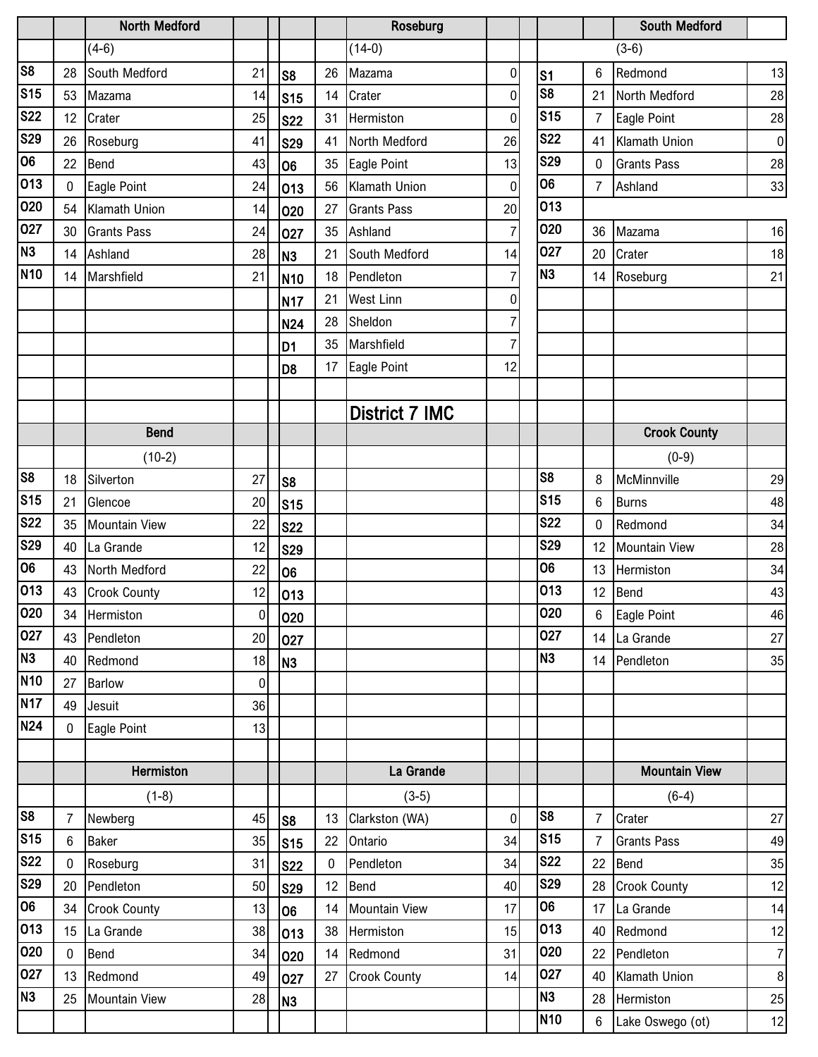## District 7 IMC

### North Medford (4-6)

| Date | Score | Opponent | Opp |
|---|---|---|---|
| S8 | 28 | South Medford | 21 |
| S15 | 53 | Mazama | 14 |
| S22 | 12 | Crater | 25 |
| S29 | 26 | Roseburg | 41 |
| O6 | 22 | Bend | 43 |
| O13 | 0 | Eagle Point | 24 |
| O20 | 54 | Klamath Union | 14 |
| O27 | 30 | Grants Pass | 24 |
| N3 | 14 | Ashland | 28 |
| N10 | 14 | Marshfield | 21 |

### Roseburg (14-0)

| Date | Score | Opponent | Opp |
|---|---|---|---|
| S8 | 26 | Mazama | 0 |
| S15 | 14 | Crater | 0 |
| S22 | 31 | Hermiston | 0 |
| S29 | 41 | North Medford | 26 |
| O6 | 35 | Eagle Point | 13 |
| O13 | 56 | Klamath Union | 0 |
| O20 | 27 | Grants Pass | 20 |
| O27 | 35 | Ashland | 7 |
| N3 | 21 | South Medford | 14 |
| N10 | 18 | Pendleton | 7 |
| N17 | 21 | West Linn | 0 |
| N24 | 28 | Sheldon | 7 |
| D1 | 35 | Marshfield | 7 |
| D8 | 17 | Eagle Point | 12 |

### South Medford (3-6)

| Date | Score | Opponent | Opp |
|---|---|---|---|
| S1 | 6 | Redmond | 13 |
| S8 | 21 | North Medford | 28 |
| S15 | 7 | Eagle Point | 28 |
| S22 | 41 | Klamath Union | 0 |
| S29 | 0 | Grants Pass | 28 |
| O6 | 7 | Ashland | 33 |
| O13 | | | |
| O20 | 36 | Mazama | 16 |
| O27 | 20 | Crater | 18 |
| N3 | 14 | Roseburg | 21 |

### Bend (10-2)

| Date | Score | Opponent | Opp |
|---|---|---|---|
| S8 | 18 | Silverton | 27 |
| S15 | 21 | Glencoe | 20 |
| S22 | 35 | Mountain View | 22 |
| S29 | 40 | La Grande | 12 |
| O6 | 43 | North Medford | 22 |
| O13 | 43 | Crook County | 12 |
| O20 | 34 | Hermiston | 0 |
| O27 | 43 | Pendleton | 20 |
| N3 | 40 | Redmond | 18 |
| N10 | 27 | Barlow | 0 |
| N17 | 49 | Jesuit | 36 |
| N24 | 0 | Eagle Point | 13 |

### (blank)

| Date | Score | Opponent | Opp |
|---|---|---|---|
| S8 | | | |
| S15 | | | |
| S22 | | | |
| S29 | | | |
| O6 | | | |
| O13 | | | |
| O20 | | | |
| O27 | | | |
| N3 | | | |

### Crook County (0-9)

| Date | Score | Opponent | Opp |
|---|---|---|---|
| S8 | 8 | McMinnville | 29 |
| S15 | 6 | Burns | 48 |
| S22 | 0 | Redmond | 34 |
| S29 | 12 | Mountain View | 28 |
| O6 | 13 | Hermiston | 34 |
| O13 | 12 | Bend | 43 |
| O20 | 6 | Eagle Point | 46 |
| O27 | 14 | La Grande | 27 |
| N3 | 14 | Pendleton | 35 |

### Hermiston (1-8)

| Date | Score | Opponent | Opp |
|---|---|---|---|
| S8 | 7 | Newberg | 45 |
| S15 | 6 | Baker | 35 |
| S22 | 0 | Roseburg | 31 |
| S29 | 20 | Pendleton | 50 |
| O6 | 34 | Crook County | 13 |
| O13 | 15 | La Grande | 38 |
| O20 | 0 | Bend | 34 |
| O27 | 13 | Redmond | 49 |
| N3 | 25 | Mountain View | 28 |

### La Grande (3-5)

| Date | Score | Opponent | Opp |
|---|---|---|---|
| S8 | 13 | Clarkston (WA) | 0 |
| S15 | 22 | Ontario | 34 |
| S22 | 0 | Pendleton | 34 |
| S29 | 12 | Bend | 40 |
| O6 | 14 | Mountain View | 17 |
| O13 | 38 | Hermiston | 15 |
| O20 | 14 | Redmond | 31 |
| O27 | 27 | Crook County | 14 |
| N3 | | | |

### Mountain View (6-4)

| Date | Score | Opponent | Opp |
|---|---|---|---|
| S8 | 7 | Crater | 27 |
| S15 | 7 | Grants Pass | 49 |
| S22 | 22 | Bend | 35 |
| S29 | 28 | Crook County | 12 |
| O6 | 17 | La Grande | 14 |
| O13 | 40 | Redmond | 12 |
| O20 | 22 | Pendleton | 7 |
| O27 | 40 | Klamath Union | 8 |
| N3 | 28 | Hermiston | 25 |
| N10 | 6 | Lake Oswego (ot) | 12 |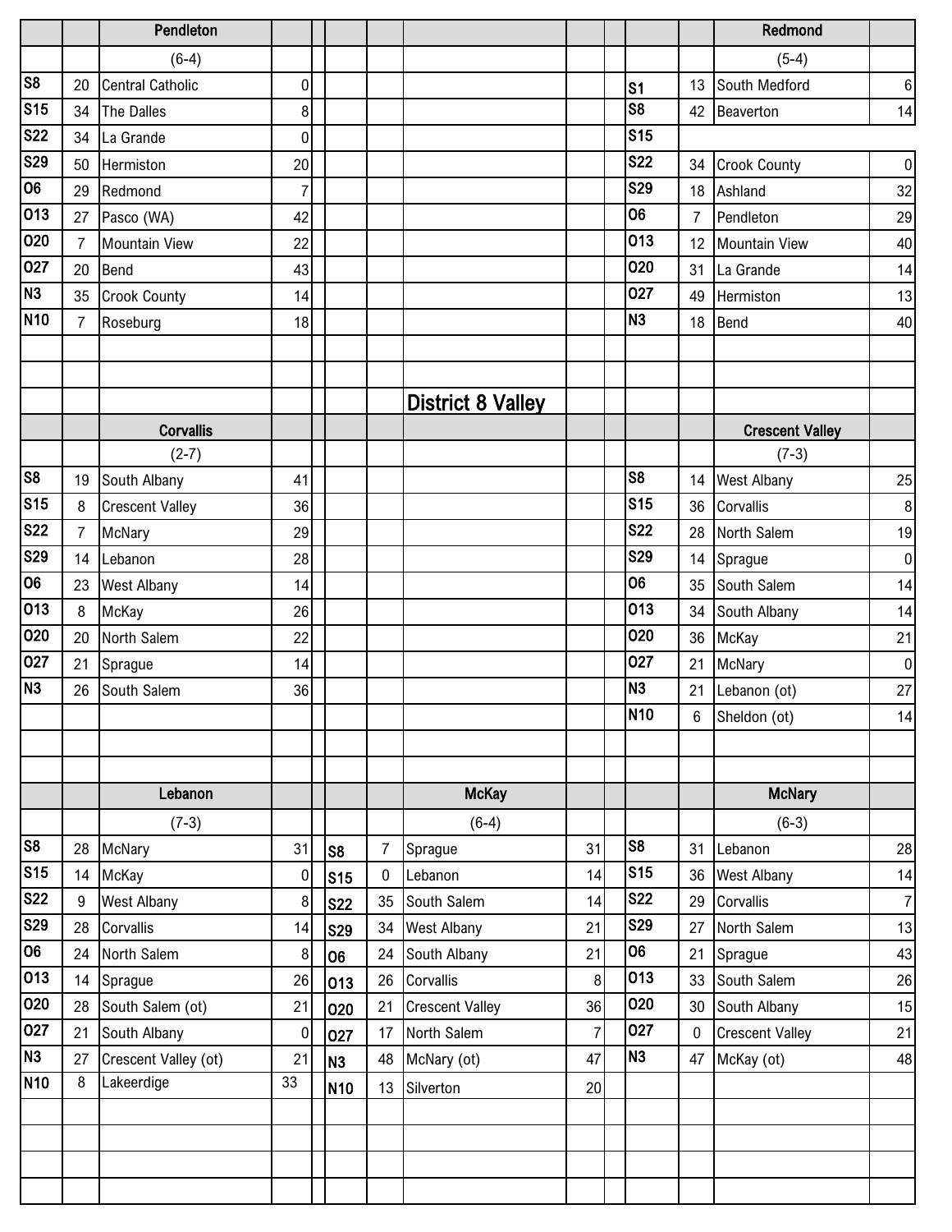## District 8 Valley

### Pendleton

(6-4)

| Date | Score | Opponent | Opp |
|---|---|---|---|
| S8 | 20 | Central Catholic | 0 |
| S15 | 34 | The Dalles | 8 |
| S22 | 34 | La Grande | 0 |
| S29 | 50 | Hermiston | 20 |
| O6 | 29 | Redmond | 7 |
| O13 | 27 | Pasco (WA) | 42 |
| O20 | 7 | Mountain View | 22 |
| O27 | 20 | Bend | 43 |
| N3 | 35 | Crook County | 14 |
| N10 | 7 | Roseburg | 18 |

### Redmond

(5-4)

| Date | Score | Opponent | Opp |
|---|---|---|---|
| S1 | 13 | South Medford | 6 |
| S8 | 42 | Beaverton | 14 |
| S15 | | | |
| S22 | 34 | Crook County | 0 |
| S29 | 18 | Ashland | 32 |
| O6 | 7 | Pendleton | 29 |
| O13 | 12 | Mountain View | 40 |
| O20 | 31 | La Grande | 14 |
| O27 | 49 | Hermiston | 13 |
| N3 | 18 | Bend | 40 |

### Corvallis

(2-7)

| Date | Score | Opponent | Opp |
|---|---|---|---|
| S8 | 19 | South Albany | 41 |
| S15 | 8 | Crescent Valley | 36 |
| S22 | 7 | McNary | 29 |
| S29 | 14 | Lebanon | 28 |
| O6 | 23 | West Albany | 14 |
| O13 | 8 | McKay | 26 |
| O20 | 20 | North Salem | 22 |
| O27 | 21 | Sprague | 14 |
| N3 | 26 | South Salem | 36 |

### Crescent Valley

(7-3)

| Date | Score | Opponent | Opp |
|---|---|---|---|
| S8 | 14 | West Albany | 25 |
| S15 | 36 | Corvallis | 8 |
| S22 | 28 | North Salem | 19 |
| S29 | 14 | Sprague | 0 |
| O6 | 35 | South Salem | 14 |
| O13 | 34 | South Albany | 14 |
| O20 | 36 | McKay | 21 |
| O27 | 21 | McNary | 0 |
| N3 | 21 | Lebanon (ot) | 27 |
| N10 | 6 | Sheldon (ot) | 14 |

### Lebanon

(7-3)

| Date | Score | Opponent | Opp |
|---|---|---|---|
| S8 | 28 | McNary | 31 |
| S15 | 14 | McKay | 0 |
| S22 | 9 | West Albany | 8 |
| S29 | 28 | Corvallis | 14 |
| O6 | 24 | North Salem | 8 |
| O13 | 14 | Sprague | 26 |
| O20 | 28 | South Salem (ot) | 21 |
| O27 | 21 | South Albany | 0 |
| N3 | 27 | Crescent Valley (ot) | 21 |
| N10 | 8 | Lakeerdige | 33 |

### McKay

(6-4)

| Date | Score | Opponent | Opp |
|---|---|---|---|
| S8 | 7 | Sprague | 31 |
| S15 | 0 | Lebanon | 14 |
| S22 | 35 | South Salem | 14 |
| S29 | 34 | West Albany | 21 |
| O6 | 24 | South Albany | 21 |
| O13 | 26 | Corvallis | 8 |
| O20 | 21 | Crescent Valley | 36 |
| O27 | 17 | North Salem | 7 |
| N3 | 48 | McNary (ot) | 47 |
| N10 | 13 | Silverton | 20 |

### McNary

(6-3)

| Date | Score | Opponent | Opp |
|---|---|---|---|
| S8 | 31 | Lebanon | 28 |
| S15 | 36 | West Albany | 14 |
| S22 | 29 | Corvallis | 7 |
| S29 | 27 | North Salem | 13 |
| O6 | 21 | Sprague | 43 |
| O13 | 33 | South Salem | 26 |
| O20 | 30 | South Albany | 15 |
| O27 | 0 | Crescent Valley | 21 |
| N3 | 47 | McKay (ot) | 48 |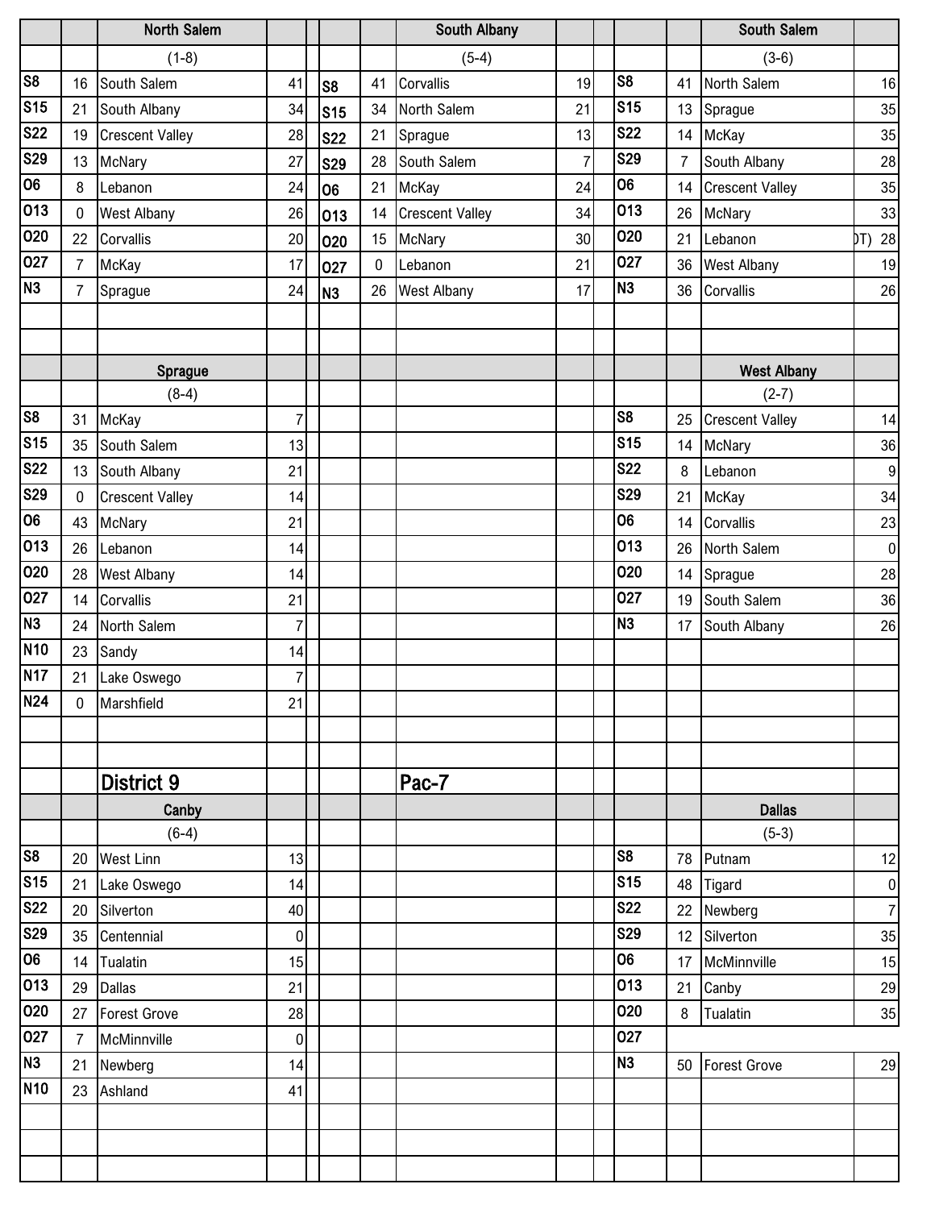| | | North Salem | | | | South Albany | | | | South Salem | |
|---|---|---|---|---|---|---|---|---|---|---|---|
| | | (1-8) | | | | (5-4) | | | | (3-6) | |
| S8 | 16 | South Salem | 41 | S8 | 41 | Corvallis | 19 | S8 | 41 | North Salem | 16 |
| S15 | 21 | South Albany | 34 | S15 | 34 | North Salem | 21 | S15 | 13 | Sprague | 35 |
| S22 | 19 | Crescent Valley | 28 | S22 | 21 | Sprague | 13 | S22 | 14 | McKay | 35 |
| S29 | 13 | McNary | 27 | S29 | 28 | South Salem | 7 | S29 | 7 | South Albany | 28 |
| O6 | 8 | Lebanon | 24 | O6 | 21 | McKay | 24 | O6 | 14 | Crescent Valley | 35 |
| O13 | 0 | West Albany | 26 | O13 | 14 | Crescent Valley | 34 | O13 | 26 | McNary | 33 |
| O20 | 22 | Corvallis | 20 | O20 | 15 | McNary | 30 | O20 | 21 | Lebanon (OT) | 28 |
| O27 | 7 | McKay | 17 | O27 | 0 | Lebanon | 21 | O27 | 36 | West Albany | 19 |
| N3 | 7 | Sprague | 24 | N3 | 26 | West Albany | 17 | N3 | 36 | Corvallis | 26 |

| | | Sprague | | | | West Albany | |
|---|---|---|---|---|---|---|---|
| | | (8-4) | | | | (2-7) | |
| S8 | 31 | McKay | 7 | S8 | 25 | Crescent Valley | 14 |
| S15 | 35 | South Salem | 13 | S15 | 14 | McNary | 36 |
| S22 | 13 | South Albany | 21 | S22 | 8 | Lebanon | 9 |
| S29 | 0 | Crescent Valley | 14 | S29 | 21 | McKay | 34 |
| O6 | 43 | McNary | 21 | O6 | 14 | Corvallis | 23 |
| O13 | 26 | Lebanon | 14 | O13 | 26 | North Salem | 0 |
| O20 | 28 | West Albany | 14 | O20 | 14 | Sprague | 28 |
| O27 | 14 | Corvallis | 21 | O27 | 19 | South Salem | 36 |
| N3 | 24 | North Salem | 7 | N3 | 17 | South Albany | 26 |
| N10 | 23 | Sandy | 14 | | | | |
| N17 | 21 | Lake Oswego | 7 | | | | |
| N24 | 0 | Marshfield | 21 | | | | |

## District 9 Pac-7

| | | Canby | | | | Dallas | |
|---|---|---|---|---|---|---|---|
| | | (6-4) | | | | (5-3) | |
| S8 | 20 | West Linn | 13 | S8 | 78 | Putnam | 12 |
| S15 | 21 | Lake Oswego | 14 | S15 | 48 | Tigard | 0 |
| S22 | 20 | Silverton | 40 | S22 | 22 | Newberg | 7 |
| S29 | 35 | Centennial | 0 | S29 | 12 | Silverton | 35 |
| O6 | 14 | Tualatin | 15 | O6 | 17 | McMinnville | 15 |
| O13 | 29 | Dallas | 21 | O13 | 21 | Canby | 29 |
| O20 | 27 | Forest Grove | 28 | O20 | 8 | Tualatin | 35 |
| O27 | 7 | McMinnville | 0 | O27 | | | |
| N3 | 21 | Newberg | 14 | N3 | 50 | Forest Grove | 29 |
| N10 | 23 | Ashland | 41 | | | | |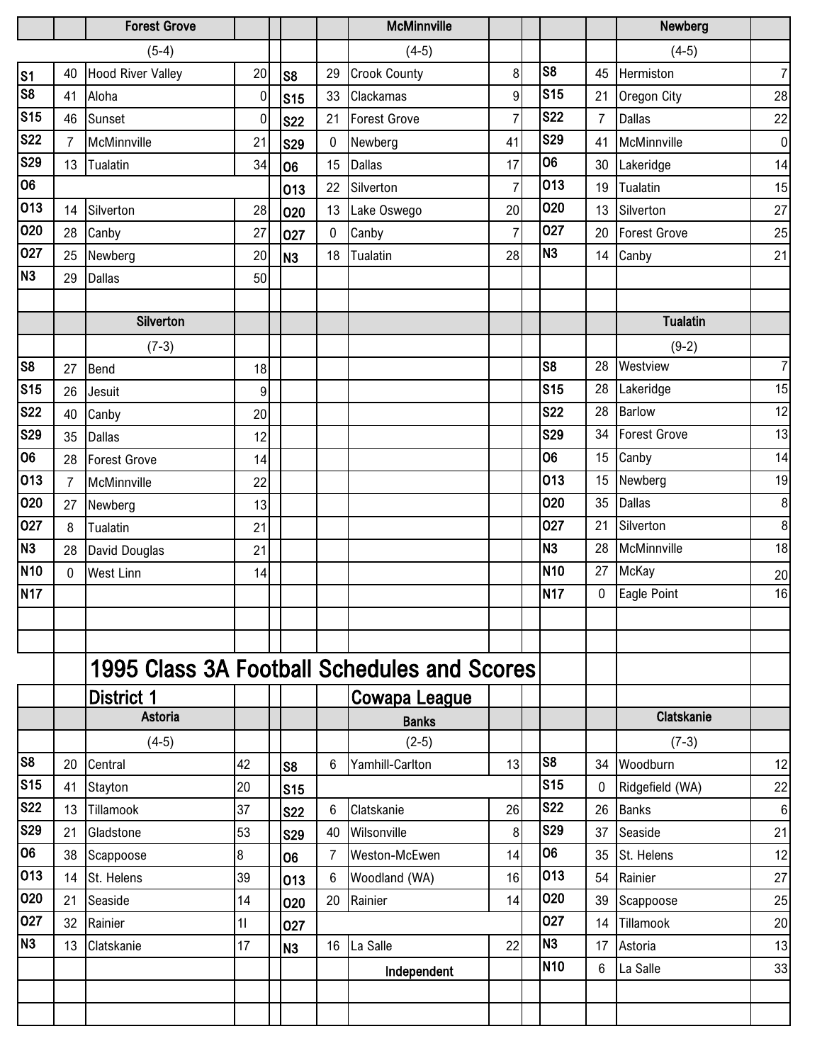### Forest Grove

(5-4)

| Date | Score | Opponent | Opp |
|---|---|---|---|
| S1 | 40 | Hood River Valley | 20 |
| S8 | 41 | Aloha | 0 |
| S15 | 46 | Sunset | 0 |
| S22 | 7 | McMinnville | 21 |
| S29 | 13 | Tualatin | 34 |
| O6 | | | |
| O13 | 14 | Silverton | 28 |
| O20 | 28 | Canby | 27 |
| O27 | 25 | Newberg | 20 |
| N3 | 29 | Dallas | 50 |

### McMinnville

(4-5)

| Date | Score | Opponent | Opp |
|---|---|---|---|
| S8 | 29 | Crook County | 8 |
| S15 | 33 | Clackamas | 9 |
| S22 | 21 | Forest Grove | 7 |
| S29 | 0 | Newberg | 41 |
| O6 | 15 | Dallas | 17 |
| O13 | 22 | Silverton | 7 |
| O20 | 13 | Lake Oswego | 20 |
| O27 | 0 | Canby | 7 |
| N3 | 18 | Tualatin | 28 |

### Newberg

(4-5)

| Date | Score | Opponent | Opp |
|---|---|---|---|
| S8 | 45 | Hermiston | 7 |
| S15 | 21 | Oregon City | 28 |
| S22 | 7 | Dallas | 22 |
| S29 | 41 | McMinnville | 0 |
| O6 | 30 | Lakeridge | 14 |
| O13 | 19 | Tualatin | 15 |
| O20 | 13 | Silverton | 27 |
| O27 | 20 | Forest Grove | 25 |
| N3 | 14 | Canby | 21 |

### Silverton

(7-3)

| Date | Score | Opponent | Opp |
|---|---|---|---|
| S8 | 27 | Bend | 18 |
| S15 | 26 | Jesuit | 9 |
| S22 | 40 | Canby | 20 |
| S29 | 35 | Dallas | 12 |
| O6 | 28 | Forest Grove | 14 |
| O13 | 7 | McMinnville | 22 |
| O20 | 27 | Newberg | 13 |
| O27 | 8 | Tualatin | 21 |
| N3 | 28 | David Douglas | 21 |
| N10 | 0 | West Linn | 14 |
| N17 | | | |

### Tualatin

(9-2)

| Date | Score | Opponent | Opp |
|---|---|---|---|
| S8 | 28 | Westview | 7 |
| S15 | 28 | Lakeridge | 15 |
| S22 | 28 | Barlow | 12 |
| S29 | 34 | Forest Grove | 13 |
| O6 | 15 | Canby | 14 |
| O13 | 15 | Newberg | 19 |
| O20 | 35 | Dallas | 8 |
| O27 | 21 | Silverton | 8 |
| N3 | 28 | McMinnville | 18 |
| N10 | 27 | McKay | 20 |
| N17 | 0 | Eagle Point | 16 |

# 1995 Class 3A Football Schedules and Scores

## District 1 — Cowapa League

### Astoria

(4-5)

| Date | Score | Opponent | Opp |
|---|---|---|---|
| S8 | 20 | Central | 42 |
| S15 | 41 | Stayton | 20 |
| S22 | 13 | Tillamook | 37 |
| S29 | 21 | Gladstone | 53 |
| O6 | 38 | Scappoose | 8 |
| O13 | 14 | St. Helens | 39 |
| O20 | 21 | Seaside | 14 |
| O27 | 32 | Rainier | 1l |
| N3 | 13 | Clatskanie | 17 |

### Banks

(2-5)

| Date | Score | Opponent | Opp |
|---|---|---|---|
| S8 | 6 | Yamhill-Carlton | 13 |
| S15 | | | |
| S22 | 6 | Clatskanie | 26 |
| S29 | 40 | Wilsonville | 8 |
| O6 | 7 | Weston-McEwen | 14 |
| O13 | 6 | Woodland (WA) | 16 |
| O20 | 20 | Rainier | 14 |
| O27 | | | |
| N3 | 16 | La Salle | 22 |

Independent

### Clatskanie

(7-3)

| Date | Score | Opponent | Opp |
|---|---|---|---|
| S8 | 34 | Woodburn | 12 |
| S15 | 0 | Ridgefield (WA) | 22 |
| S22 | 26 | Banks | 6 |
| S29 | 37 | Seaside | 21 |
| O6 | 35 | St. Helens | 12 |
| O13 | 54 | Rainier | 27 |
| O20 | 39 | Scappoose | 25 |
| O27 | 14 | Tillamook | 20 |
| N3 | 17 | Astoria | 13 |
| N10 | 6 | La Salle | 33 |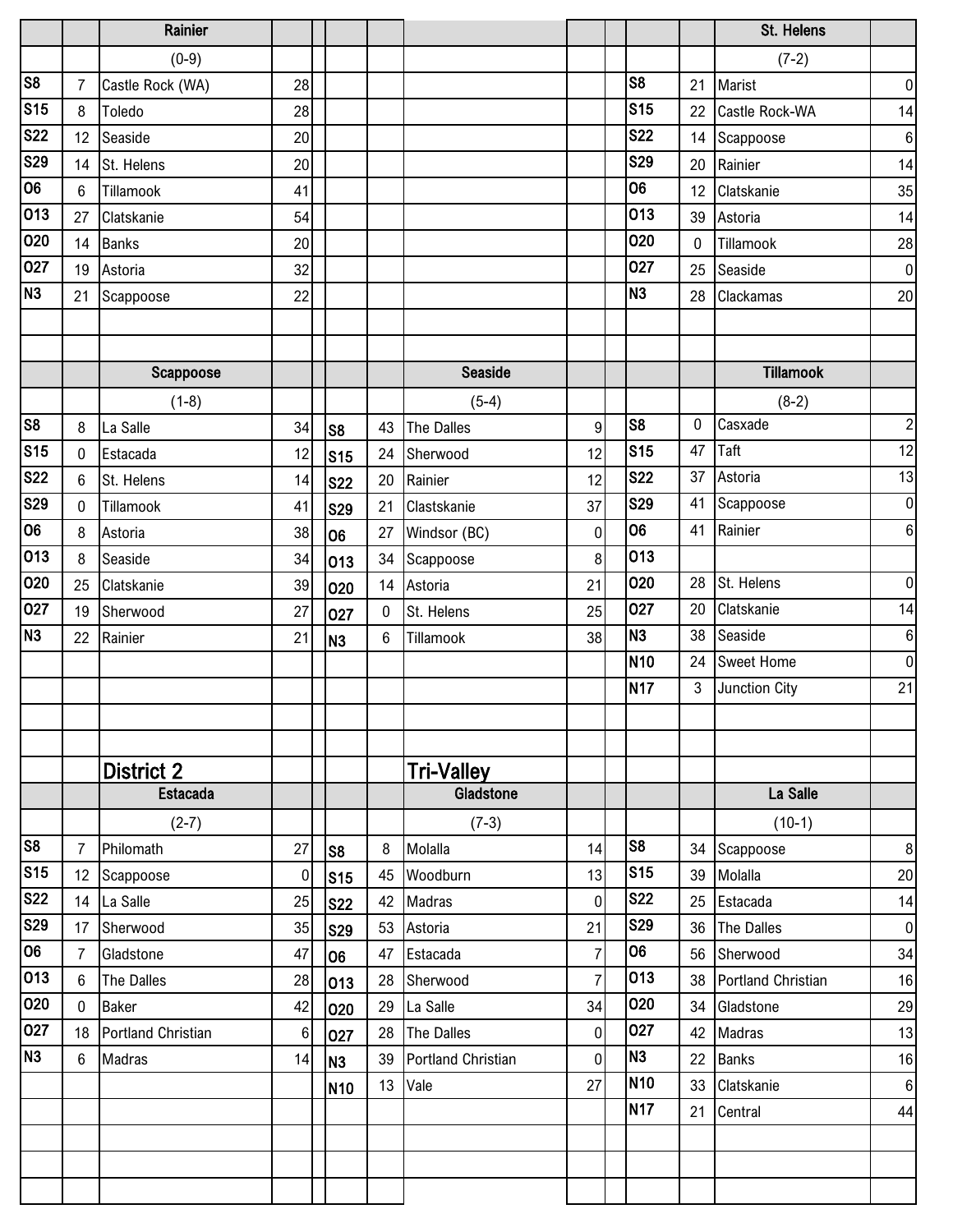### Rainier

(0-9)

| Date | Score | Opponent | Opp Score |
|---|---|---|---|
| S8 | 7 | Castle Rock (WA) | 28 |
| S15 | 8 | Toledo | 28 |
| S22 | 12 | Seaside | 20 |
| S29 | 14 | St. Helens | 20 |
| O6 | 6 | Tillamook | 41 |
| O13 | 27 | Clatskanie | 54 |
| O20 | 14 | Banks | 20 |
| O27 | 19 | Astoria | 32 |
| N3 | 21 | Scappoose | 22 |

### St. Helens

(7-2)

| Date | Score | Opponent | Opp Score |
|---|---|---|---|
| S8 | 21 | Marist | 0 |
| S15 | 22 | Castle Rock-WA | 14 |
| S22 | 14 | Scappoose | 6 |
| S29 | 20 | Rainier | 14 |
| O6 | 12 | Clatskanie | 35 |
| O13 | 39 | Astoria | 14 |
| O20 | 0 | Tillamook | 28 |
| O27 | 25 | Seaside | 0 |
| N3 | 28 | Clackamas | 20 |

### Scappoose

(1-8)

| Date | Score | Opponent | Opp Score |
|---|---|---|---|
| S8 | 8 | La Salle | 34 |
| S15 | 0 | Estacada | 12 |
| S22 | 6 | St. Helens | 14 |
| S29 | 0 | Tillamook | 41 |
| O6 | 8 | Astoria | 38 |
| O13 | 8 | Seaside | 34 |
| O20 | 25 | Clatskanie | 39 |
| O27 | 19 | Sherwood | 27 |
| N3 | 22 | Rainier | 21 |

### Seaside

(5-4)

| Date | Score | Opponent | Opp Score |
|---|---|---|---|
| S8 | 43 | The Dalles | 9 |
| S15 | 24 | Sherwood | 12 |
| S22 | 20 | Rainier | 12 |
| S29 | 21 | Clastskanie | 37 |
| O6 | 27 | Windsor (BC) | 0 |
| O13 | 34 | Scappoose | 8 |
| O20 | 14 | Astoria | 21 |
| O27 | 0 | St. Helens | 25 |
| N3 | 6 | Tillamook | 38 |

### Tillamook

(8-2)

| Date | Score | Opponent | Opp Score |
|---|---|---|---|
| S8 | 0 | Casxade | 2 |
| S15 | 47 | Taft | 12 |
| S22 | 37 | Astoria | 13 |
| S29 | 41 | Scappoose | 0 |
| O6 | 41 | Rainier | 6 |
| O13 | | | |
| O20 | 28 | St. Helens | 0 |
| O27 | 20 | Clatskanie | 14 |
| N3 | 38 | Seaside | 6 |
| N10 | 24 | Sweet Home | 0 |
| N17 | 3 | Junction City | 21 |

## District 2

### Estacada

(2-7)

| Date | Score | Opponent | Opp Score |
|---|---|---|---|
| S8 | 7 | Philomath | 27 |
| S15 | 12 | Scappoose | 0 |
| S22 | 14 | La Salle | 25 |
| S29 | 17 | Sherwood | 35 |
| O6 | 7 | Gladstone | 47 |
| O13 | 6 | The Dalles | 28 |
| O20 | 0 | Baker | 42 |
| O27 | 18 | Portland Christian | 6 |
| N3 | 6 | Madras | 14 |

## Tri-Valley

### Gladstone

(7-3)

| Date | Score | Opponent | Opp Score |
|---|---|---|---|
| S8 | 8 | Molalla | 14 |
| S15 | 45 | Woodburn | 13 |
| S22 | 42 | Madras | 0 |
| S29 | 53 | Astoria | 21 |
| O6 | 47 | Estacada | 7 |
| O13 | 28 | Sherwood | 7 |
| O20 | 29 | La Salle | 34 |
| O27 | 28 | The Dalles | 0 |
| N3 | 39 | Portland Christian | 0 |
| N10 | 13 | Vale | 27 |

### La Salle

(10-1)

| Date | Score | Opponent | Opp Score |
|---|---|---|---|
| S8 | 34 | Scappoose | 8 |
| S15 | 39 | Molalla | 20 |
| S22 | 25 | Estacada | 14 |
| S29 | 36 | The Dalles | 0 |
| O6 | 56 | Sherwood | 34 |
| O13 | 38 | Portland Christian | 16 |
| O20 | 34 | Gladstone | 29 |
| O27 | 42 | Madras | 13 |
| N3 | 22 | Banks | 16 |
| N10 | 33 | Clatskanie | 6 |
| N17 | 21 | Central | 44 |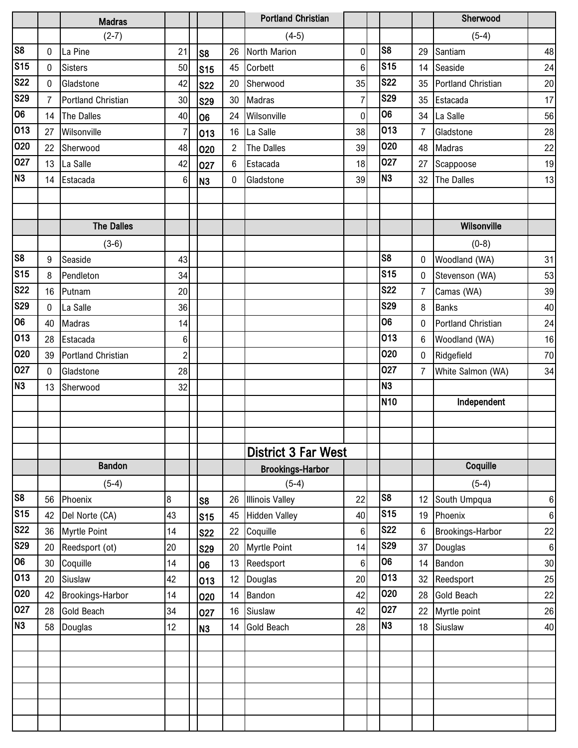## Madras

(2-7)

| Date | Score | Opponent | Opp |
|---|---|---|---|
| S8 | 0 | La Pine | 21 |
| S15 | 0 | Sisters | 50 |
| S22 | 0 | Gladstone | 42 |
| S29 | 7 | Portland Christian | 30 |
| O6 | 14 | The Dalles | 40 |
| O13 | 27 | Wilsonville | 7 |
| O20 | 22 | Sherwood | 48 |
| O27 | 13 | La Salle | 42 |
| N3 | 14 | Estacada | 6 |

## Portland Christian

(4-5)

| Date | Score | Opponent | Opp |
|---|---|---|---|
| S8 | 26 | North Marion | 0 |
| S15 | 45 | Corbett | 6 |
| S22 | 20 | Sherwood | 35 |
| S29 | 30 | Madras | 7 |
| O6 | 24 | Wilsonville | 0 |
| O13 | 16 | La Salle | 38 |
| O20 | 2 | The Dalles | 39 |
| O27 | 6 | Estacada | 18 |
| N3 | 0 | Gladstone | 39 |

## Sherwood

(5-4)

| Date | Score | Opponent | Opp |
|---|---|---|---|
| S8 | 29 | Santiam | 48 |
| S15 | 14 | Seaside | 24 |
| S22 | 35 | Portland Christian | 20 |
| S29 | 35 | Estacada | 17 |
| O6 | 34 | La Salle | 56 |
| O13 | 7 | Gladstone | 28 |
| O20 | 48 | Madras | 22 |
| O27 | 27 | Scappoose | 19 |
| N3 | 32 | The Dalles | 13 |

## The Dalles

(3-6)

| Date | Score | Opponent | Opp |
|---|---|---|---|
| S8 | 9 | Seaside | 43 |
| S15 | 8 | Pendleton | 34 |
| S22 | 16 | Putnam | 20 |
| S29 | 0 | La Salle | 36 |
| O6 | 40 | Madras | 14 |
| O13 | 28 | Estacada | 6 |
| O20 | 39 | Portland Christian | 2 |
| O27 | 0 | Gladstone | 28 |
| N3 | 13 | Sherwood | 32 |

## Wilsonville

(0-8)

| Date | Score | Opponent | Opp |
|---|---|---|---|
| S8 | 0 | Woodland (WA) | 31 |
| S15 | 0 | Stevenson (WA) | 53 |
| S22 | 7 | Camas (WA) | 39 |
| S29 | 8 | Banks | 40 |
| O6 | 0 | Portland Christian | 24 |
| O13 | 6 | Woodland (WA) | 16 |
| O20 | 0 | Ridgefield | 70 |
| O27 | 7 | White Salmon (WA) | 34 |
| N3 | | | |
| N10 | | Independent | |

# District 3 Far West

## Bandon

(5-4)

| Date | Score | Opponent | Opp |
|---|---|---|---|
| S8 | 56 | Phoenix | 8 |
| S15 | 42 | Del Norte (CA) | 43 |
| S22 | 36 | Myrtle Point | 14 |
| S29 | 20 | Reedsport (ot) | 20 |
| O6 | 30 | Coquille | 14 |
| O13 | 20 | Siuslaw | 42 |
| O20 | 42 | Brookings-Harbor | 14 |
| O27 | 28 | Gold Beach | 34 |
| N3 | 58 | Douglas | 12 |

## Brookings-Harbor

(5-4)

| Date | Score | Opponent | Opp |
|---|---|---|---|
| S8 | 26 | Illinois Valley | 22 |
| S15 | 45 | Hidden Valley | 40 |
| S22 | 22 | Coquille | 6 |
| S29 | 20 | Myrtle Point | 14 |
| O6 | 13 | Reedsport | 6 |
| O13 | 12 | Douglas | 20 |
| O20 | 14 | Bandon | 42 |
| O27 | 16 | Siuslaw | 42 |
| N3 | 14 | Gold Beach | 28 |

## Coquille

(5-4)

| Date | Score | Opponent | Opp |
|---|---|---|---|
| S8 | 12 | South Umpqua | 6 |
| S15 | 19 | Phoenix | 6 |
| S22 | 6 | Brookings-Harbor | 22 |
| S29 | 37 | Douglas | 6 |
| O6 | 14 | Bandon | 30 |
| O13 | 32 | Reedsport | 25 |
| O20 | 28 | Gold Beach | 22 |
| O27 | 22 | Myrtle point | 26 |
| N3 | 18 | Siuslaw | 40 |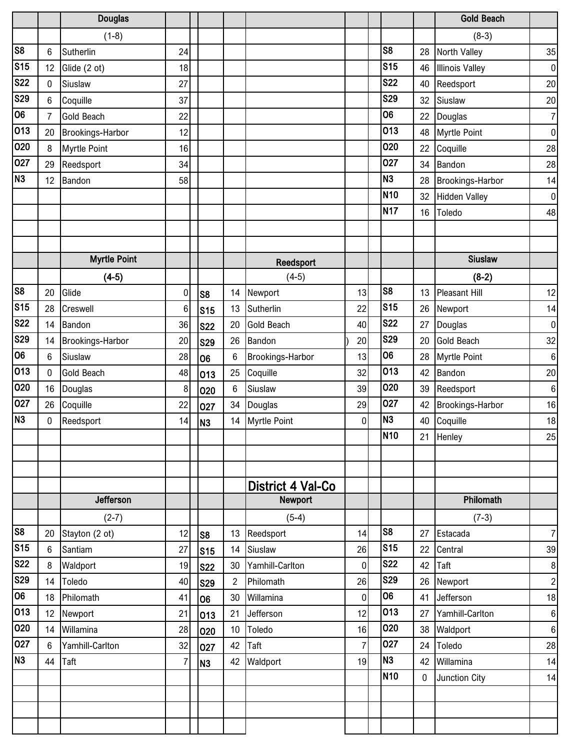## Douglas

(1-8)

| Date | Score | Opponent | Opp |
|---|---|---|---|
| S8 | 6 | Sutherlin | 24 |
| S15 | 12 | Glide (2 ot) | 18 |
| S22 | 0 | Siuslaw | 27 |
| S29 | 6 | Coquille | 37 |
| O6 | 7 | Gold Beach | 22 |
| O13 | 20 | Brookings-Harbor | 12 |
| O20 | 8 | Myrtle Point | 16 |
| O27 | 29 | Reedsport | 34 |
| N3 | 12 | Bandon | 58 |

## Gold Beach

(8-3)

| Date | Score | Opponent | Opp |
|---|---|---|---|
| S8 | 28 | North Valley | 35 |
| S15 | 46 | Illinois Valley | 0 |
| S22 | 40 | Reedsport | 20 |
| S29 | 32 | Siuslaw | 20 |
| O6 | 22 | Douglas | 7 |
| O13 | 48 | Myrtle Point | 0 |
| O20 | 22 | Coquille | 28 |
| O27 | 34 | Bandon | 28 |
| N3 | 28 | Brookings-Harbor | 14 |
| N10 | 32 | Hidden Valley | 0 |
| N17 | 16 | Toledo | 48 |

## Myrtle Point

(4-5)

| Date | Score | Opponent | Opp |
|---|---|---|---|
| S8 | 20 | Glide | 0 |
| S15 | 28 | Creswell | 6 |
| S22 | 14 | Bandon | 36 |
| S29 | 14 | Brookings-Harbor | 20 |
| O6 | 6 | Siuslaw | 28 |
| O13 | 0 | Gold Beach | 48 |
| O20 | 16 | Douglas | 8 |
| O27 | 26 | Coquille | 22 |
| N3 | 0 | Reedsport | 14 |

## Reedsport

(4-5)

| Date | Score | Opponent | Opp |
|---|---|---|---|
| S8 | 14 | Newport | 13 |
| S15 | 13 | Sutherlin | 22 |
| S22 | 20 | Gold Beach | 40 |
| S29 | 26 | Bandon | ) 20 |
| O6 | 6 | Brookings-Harbor | 13 |
| O13 | 25 | Coquille | 32 |
| O20 | 6 | Siuslaw | 39 |
| O27 | 34 | Douglas | 29 |
| N3 | 14 | Myrtle Point | 0 |

## Siuslaw

(8-2)

| Date | Score | Opponent | Opp |
|---|---|---|---|
| S8 | 13 | Pleasant Hill | 12 |
| S15 | 26 | Newport | 14 |
| S22 | 27 | Douglas | 0 |
| S29 | 20 | Gold Beach | 32 |
| O6 | 28 | Myrtle Point | 6 |
| O13 | 42 | Bandon | 20 |
| O20 | 39 | Reedsport | 6 |
| O27 | 42 | Brookings-Harbor | 16 |
| N3 | 40 | Coquille | 18 |
| N10 | 21 | Henley | 25 |

# District 4 Val-Co

## Jefferson

(2-7)

| Date | Score | Opponent | Opp |
|---|---|---|---|
| S8 | 20 | Stayton (2 ot) | 12 |
| S15 | 6 | Santiam | 27 |
| S22 | 8 | Waldport | 19 |
| S29 | 14 | Toledo | 40 |
| O6 | 18 | Philomath | 41 |
| O13 | 12 | Newport | 21 |
| O20 | 14 | Willamina | 28 |
| O27 | 6 | Yamhill-Carlton | 32 |
| N3 | 44 | Taft | 7 |

## Newport

(5-4)

| Date | Score | Opponent | Opp |
|---|---|---|---|
| S8 | 13 | Reedsport | 14 |
| S15 | 14 | Siuslaw | 26 |
| S22 | 30 | Yamhill-Carlton | 0 |
| S29 | 2 | Philomath | 26 |
| O6 | 30 | Willamina | 0 |
| O13 | 21 | Jefferson | 12 |
| O20 | 10 | Toledo | 16 |
| O27 | 42 | Taft | 7 |
| N3 | 42 | Waldport | 19 |

## Philomath

(7-3)

| Date | Score | Opponent | Opp |
|---|---|---|---|
| S8 | 27 | Estacada | 7 |
| S15 | 22 | Central | 39 |
| S22 | 42 | Taft | 8 |
| S29 | 26 | Newport | 2 |
| O6 | 41 | Jefferson | 18 |
| O13 | 27 | Yamhill-Carlton | 6 |
| O20 | 38 | Waldport | 6 |
| O27 | 24 | Toledo | 28 |
| N3 | 42 | Willamina | 14 |
| N10 | 0 | Junction City | 14 |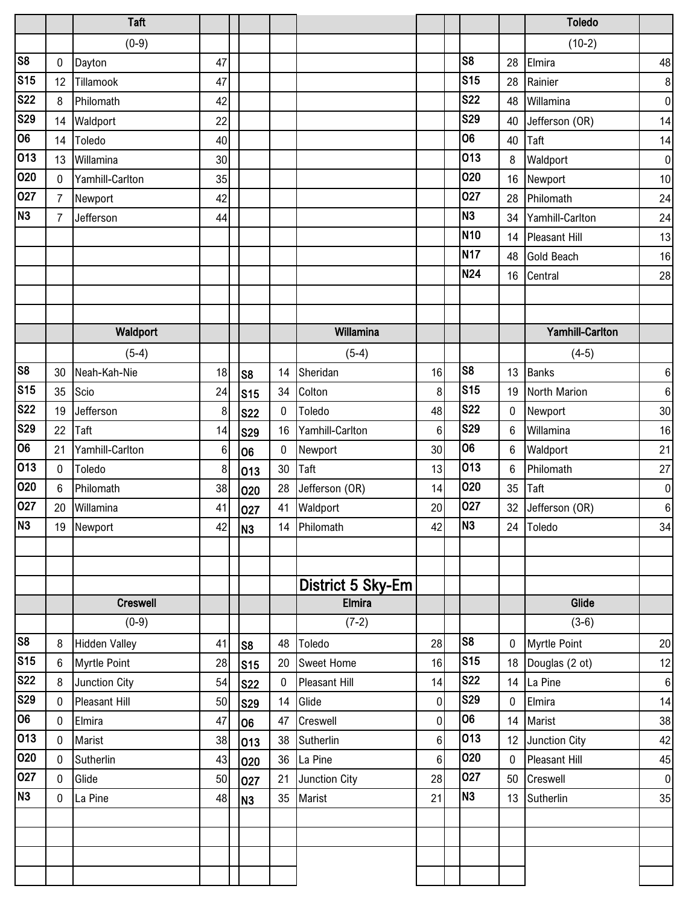## Taft

(0-9)

| Date | Score | Opponent | Opp Score |
|---|---|---|---|
| S8 | 0 | Dayton | 47 |
| S15 | 12 | Tillamook | 47 |
| S22 | 8 | Philomath | 42 |
| S29 | 14 | Waldport | 22 |
| O6 | 14 | Toledo | 40 |
| O13 | 13 | Willamina | 30 |
| O20 | 0 | Yamhill-Carlton | 35 |
| O27 | 7 | Newport | 42 |
| N3 | 7 | Jefferson | 44 |

## Toledo

(10-2)

| Date | Score | Opponent | Opp Score |
|---|---|---|---|
| S8 | 28 | Elmira | 48 |
| S15 | 28 | Rainier | 8 |
| S22 | 48 | Willamina | 0 |
| S29 | 40 | Jefferson (OR) | 14 |
| O6 | 40 | Taft | 14 |
| O13 | 8 | Waldport | 0 |
| O20 | 16 | Newport | 10 |
| O27 | 28 | Philomath | 24 |
| N3 | 34 | Yamhill-Carlton | 24 |
| N10 | 14 | Pleasant Hill | 13 |
| N17 | 48 | Gold Beach | 16 |
| N24 | 16 | Central | 28 |

## Waldport

(5-4)

| Date | Score | Opponent | Opp Score |
|---|---|---|---|
| S8 | 30 | Neah-Kah-Nie | 18 |
| S15 | 35 | Scio | 24 |
| S22 | 19 | Jefferson | 8 |
| S29 | 22 | Taft | 14 |
| O6 | 21 | Yamhill-Carlton | 6 |
| O13 | 0 | Toledo | 8 |
| O20 | 6 | Philomath | 38 |
| O27 | 20 | Willamina | 41 |
| N3 | 19 | Newport | 42 |

## Willamina

(5-4)

| Date | Score | Opponent | Opp Score |
|---|---|---|---|
| S8 | 14 | Sheridan | 16 |
| S15 | 34 | Colton | 8 |
| S22 | 0 | Toledo | 48 |
| S29 | 16 | Yamhill-Carlton | 6 |
| O6 | 0 | Newport | 30 |
| O13 | 30 | Taft | 13 |
| O20 | 28 | Jefferson (OR) | 14 |
| O27 | 41 | Waldport | 20 |
| N3 | 14 | Philomath | 42 |

## Yamhill-Carlton

(4-5)

| Date | Score | Opponent | Opp Score |
|---|---|---|---|
| S8 | 13 | Banks | 6 |
| S15 | 19 | North Marion | 6 |
| S22 | 0 | Newport | 30 |
| S29 | 6 | Willamina | 16 |
| O6 | 6 | Waldport | 21 |
| O13 | 6 | Philomath | 27 |
| O20 | 35 | Taft | 0 |
| O27 | 32 | Jefferson (OR) | 6 |
| N3 | 24 | Toledo | 34 |

# District 5 Sky-Em

## Creswell

(0-9)

| Date | Score | Opponent | Opp Score |
|---|---|---|---|
| S8 | 8 | Hidden Valley | 41 |
| S15 | 6 | Myrtle Point | 28 |
| S22 | 8 | Junction City | 54 |
| S29 | 0 | Pleasant Hill | 50 |
| O6 | 0 | Elmira | 47 |
| O13 | 0 | Marist | 38 |
| O20 | 0 | Sutherlin | 43 |
| O27 | 0 | Glide | 50 |
| N3 | 0 | La Pine | 48 |

## Elmira

(7-2)

| Date | Score | Opponent | Opp Score |
|---|---|---|---|
| S8 | 48 | Toledo | 28 |
| S15 | 20 | Sweet Home | 16 |
| S22 | 0 | Pleasant Hill | 14 |
| S29 | 14 | Glide | 0 |
| O6 | 47 | Creswell | 0 |
| O13 | 38 | Sutherlin | 6 |
| O20 | 36 | La Pine | 6 |
| O27 | 21 | Junction City | 28 |
| N3 | 35 | Marist | 21 |

## Glide

(3-6)

| Date | Score | Opponent | Opp Score |
|---|---|---|---|
| S8 | 0 | Myrtle Point | 20 |
| S15 | 18 | Douglas (2 ot) | 12 |
| S22 | 14 | La Pine | 6 |
| S29 | 0 | Elmira | 14 |
| O6 | 14 | Marist | 38 |
| O13 | 12 | Junction City | 42 |
| O20 | 0 | Pleasant Hill | 45 |
| O27 | 50 | Creswell | 0 |
| N3 | 13 | Sutherlin | 35 |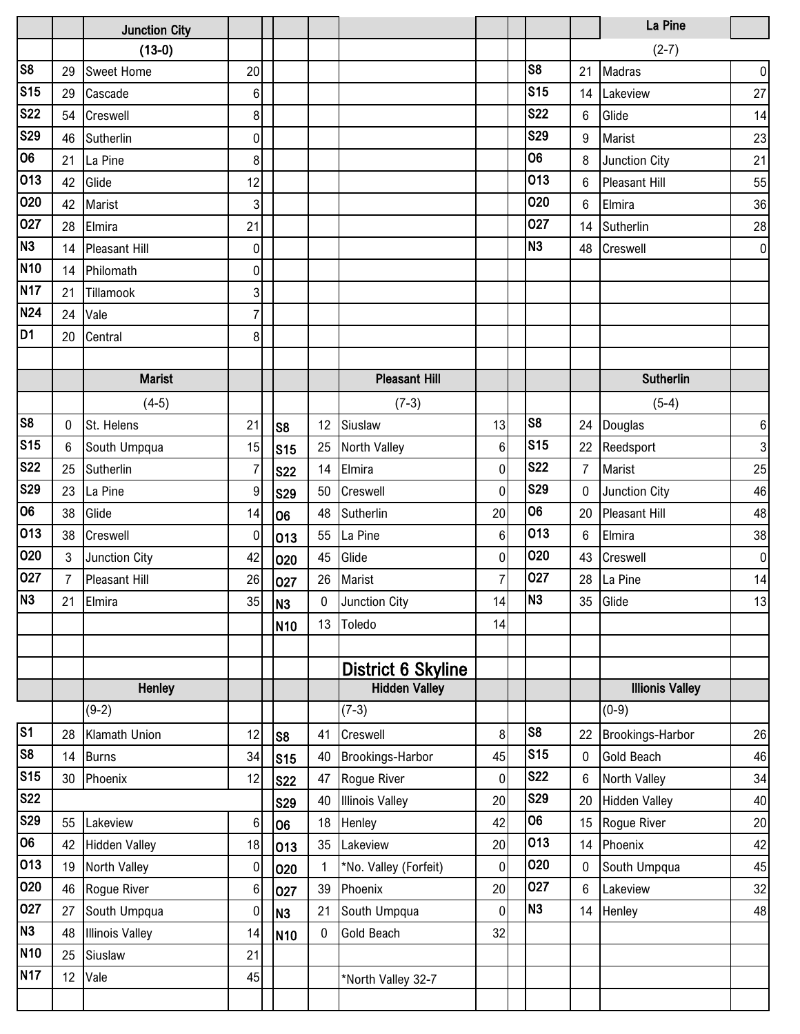### Junction City (13-0)

| Date | Score | Opponent | Opp Score |
|---|---|---|---|
| S8 | 29 | Sweet Home | 20 |
| S15 | 29 | Cascade | 6 |
| S22 | 54 | Creswell | 8 |
| S29 | 46 | Sutherlin | 0 |
| O6 | 21 | La Pine | 8 |
| O13 | 42 | Glide | 12 |
| O20 | 42 | Marist | 3 |
| O27 | 28 | Elmira | 21 |
| N3 | 14 | Pleasant Hill | 0 |
| N10 | 14 | Philomath | 0 |
| N17 | 21 | Tillamook | 3 |
| N24 | 24 | Vale | 7 |
| D1 | 20 | Central | 8 |

### La Pine (2-7)

| Date | Score | Opponent | Opp Score |
|---|---|---|---|
| S8 | 21 | Madras | 0 |
| S15 | 14 | Lakeview | 27 |
| S22 | 6 | Glide | 14 |
| S29 | 9 | Marist | 23 |
| O6 | 8 | Junction City | 21 |
| O13 | 6 | Pleasant Hill | 55 |
| O20 | 6 | Elmira | 36 |
| O27 | 14 | Sutherlin | 28 |
| N3 | 48 | Creswell | 0 |

### Marist (4-5)

| Date | Score | Opponent | Opp Score |
|---|---|---|---|
| S8 | 0 | St. Helens | 21 |
| S15 | 6 | South Umpqua | 15 |
| S22 | 25 | Sutherlin | 7 |
| S29 | 23 | La Pine | 9 |
| O6 | 38 | Glide | 14 |
| O13 | 38 | Creswell | 0 |
| O20 | 3 | Junction City | 42 |
| O27 | 7 | Pleasant Hill | 26 |
| N3 | 21 | Elmira | 35 |

### Pleasant Hill (7-3)

| Date | Score | Opponent | Opp Score |
|---|---|---|---|
| S8 | 12 | Siuslaw | 13 |
| S15 | 25 | North Valley | 6 |
| S22 | 14 | Elmira | 0 |
| S29 | 50 | Creswell | 0 |
| O6 | 48 | Sutherlin | 20 |
| O13 | 55 | La Pine | 6 |
| O20 | 45 | Glide | 0 |
| O27 | 26 | Marist | 7 |
| N3 | 0 | Junction City | 14 |
| N10 | 13 | Toledo | 14 |

### Sutherlin (5-4)

| Date | Score | Opponent | Opp Score |
|---|---|---|---|
| S8 | 24 | Douglas | 6 |
| S15 | 22 | Reedsport | 3 |
| S22 | 7 | Marist | 25 |
| S29 | 0 | Junction City | 46 |
| O6 | 20 | Pleasant Hill | 48 |
| O13 | 6 | Elmira | 38 |
| O20 | 43 | Creswell | 0 |
| O27 | 28 | La Pine | 14 |
| N3 | 35 | Glide | 13 |

## District 6 Skyline

### Henley (9-2)

| Date | Score | Opponent | Opp Score |
|---|---|---|---|
| S1 | 28 | Klamath Union | 12 |
| S8 | 14 | Burns | 34 |
| S15 | 30 | Phoenix | 12 |
| S22 | | | |
| S29 | 55 | Lakeview | 6 |
| O6 | 42 | Hidden Valley | 18 |
| O13 | 19 | North Valley | 0 |
| O20 | 46 | Rogue River | 6 |
| O27 | 27 | South Umpqua | 0 |
| N3 | 48 | Illinois Valley | 14 |
| N10 | 25 | Siuslaw | 21 |
| N17 | 12 | Vale | 45 |

### Hidden Valley (7-3)

| Date | Score | Opponent | Opp Score |
|---|---|---|---|
| S8 | 41 | Creswell | 8 |
| S15 | 40 | Brookings-Harbor | 45 |
| S22 | 47 | Rogue River | 0 |
| S29 | 40 | Illinois Valley | 20 |
| O6 | 18 | Henley | 42 |
| O13 | 35 | Lakeview | 20 |
| O20 | 1 | *No. Valley (Forfeit) | 0 |
| O27 | 39 | Phoenix | 20 |
| N3 | 21 | South Umpqua | 0 |
| N10 | 0 | Gold Beach | 32 |

*North Valley 32-7

### Illionis Valley (0-9)

| Date | Score | Opponent | Opp Score |
|---|---|---|---|
| S8 | 22 | Brookings-Harbor | 26 |
| S15 | 0 | Gold Beach | 46 |
| S22 | 6 | North Valley | 34 |
| S29 | 20 | Hidden Valley | 40 |
| O6 | 15 | Rogue River | 20 |
| O13 | 14 | Phoenix | 42 |
| O20 | 0 | South Umpqua | 45 |
| O27 | 6 | Lakeview | 32 |
| N3 | 14 | Henley | 48 |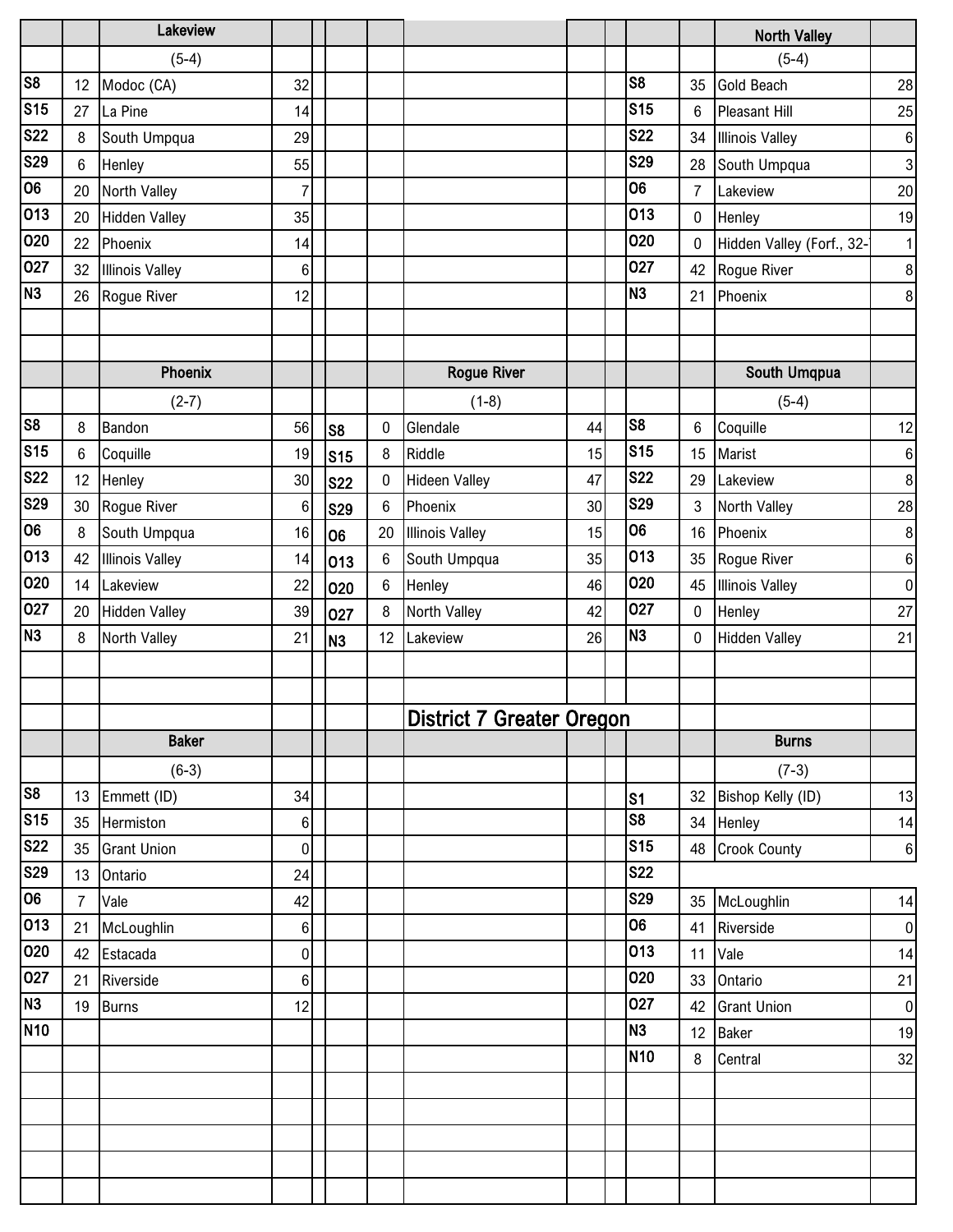### Lakeview

(5-4)

| | | | |
|---|---|---|---|
| S8 | 12 | Modoc (CA) | 32 |
| S15 | 27 | La Pine | 14 |
| S22 | 8 | South Umpqua | 29 |
| S29 | 6 | Henley | 55 |
| O6 | 20 | North Valley | 7 |
| O13 | 20 | Hidden Valley | 35 |
| O20 | 22 | Phoenix | 14 |
| O27 | 32 | Illinois Valley | 6 |
| N3 | 26 | Rogue River | 12 |

### North Valley

(5-4)

| | | | |
|---|---|---|---|
| S8 | 35 | Gold Beach | 28 |
| S15 | 6 | Pleasant Hill | 25 |
| S22 | 34 | Illinois Valley | 6 |
| S29 | 28 | South Umpqua | 3 |
| O6 | 7 | Lakeview | 20 |
| O13 | 0 | Henley | 19 |
| O20 | 0 | Hidden Valley (Forf., 32-1 | 1 |
| O27 | 42 | Rogue River | 8 |
| N3 | 21 | Phoenix | 8 |

### Phoenix

(2-7)

| | | | |
|---|---|---|---|
| S8 | 8 | Bandon | 56 |
| S15 | 6 | Coquille | 19 |
| S22 | 12 | Henley | 30 |
| S29 | 30 | Rogue River | 6 |
| O6 | 8 | South Umpqua | 16 |
| O13 | 42 | Illinois Valley | 14 |
| O20 | 14 | Lakeview | 22 |
| O27 | 20 | Hidden Valley | 39 |
| N3 | 8 | North Valley | 21 |

### Rogue River

(1-8)

| | | | |
|---|---|---|---|
| S8 | 0 | Glendale | 44 |
| S15 | 8 | Riddle | 15 |
| S22 | 0 | Hideen Valley | 47 |
| S29 | 6 | Phoenix | 30 |
| O6 | 20 | Illinois Valley | 15 |
| O13 | 6 | South Umpqua | 35 |
| O20 | 6 | Henley | 46 |
| O27 | 8 | North Valley | 42 |
| N3 | 12 | Lakeview | 26 |

### South Umqpua

(5-4)

| | | | |
|---|---|---|---|
| S8 | 6 | Coquille | 12 |
| S15 | 15 | Marist | 6 |
| S22 | 29 | Lakeview | 8 |
| S29 | 3 | North Valley | 28 |
| O6 | 16 | Phoenix | 8 |
| O13 | 35 | Rogue River | 6 |
| O20 | 45 | Illinois Valley | 0 |
| O27 | 0 | Henley | 27 |
| N3 | 0 | Hidden Valley | 21 |

## District 7 Greater Oregon

### Baker

(6-3)

| | | | |
|---|---|---|---|
| S8 | 13 | Emmett (ID) | 34 |
| S15 | 35 | Hermiston | 6 |
| S22 | 35 | Grant Union | 0 |
| S29 | 13 | Ontario | 24 |
| O6 | 7 | Vale | 42 |
| O13 | 21 | McLoughlin | 6 |
| O20 | 42 | Estacada | 0 |
| O27 | 21 | Riverside | 6 |
| N3 | 19 | Burns | 12 |
| N10 | | | |

### Burns

(7-3)

| | | | |
|---|---|---|---|
| S1 | 32 | Bishop Kelly (ID) | 13 |
| S8 | 34 | Henley | 14 |
| S15 | 48 | Crook County | 6 |
| S22 | | | |
| S29 | 35 | McLoughlin | 14 |
| O6 | 41 | Riverside | 0 |
| O13 | 11 | Vale | 14 |
| O20 | 33 | Ontario | 21 |
| O27 | 42 | Grant Union | 0 |
| N3 | 12 | Baker | 19 |
| N10 | 8 | Central | 32 |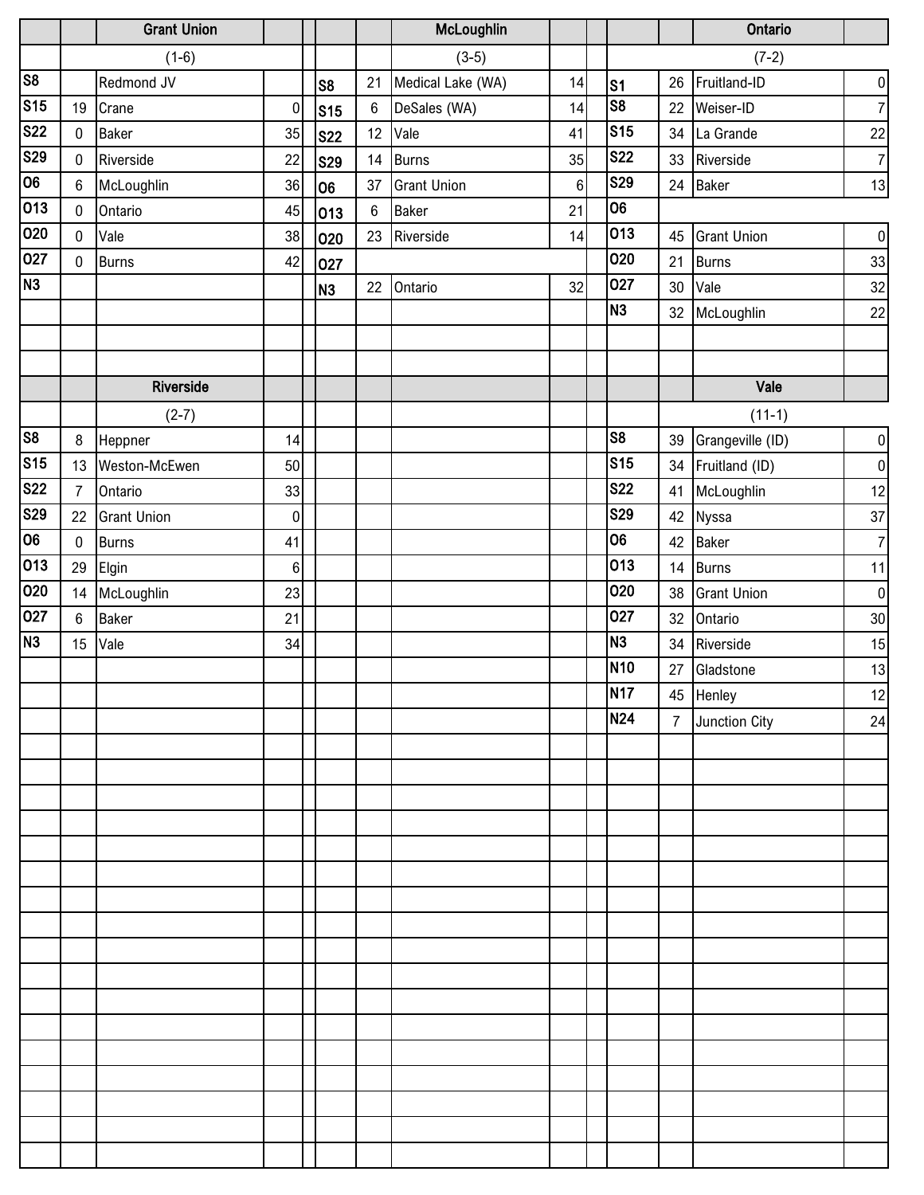## Grant Union

(1-6)

| Date | Score | Opponent | Opp. Score |
|---|---|---|---|
| S8 | | Redmond JV | |
| S15 | 19 | Crane | 0 |
| S22 | 0 | Baker | 35 |
| S29 | 0 | Riverside | 22 |
| O6 | 6 | McLoughlin | 36 |
| O13 | 0 | Ontario | 45 |
| O20 | 0 | Vale | 38 |
| O27 | 0 | Burns | 42 |
| N3 | | | |

## McLoughlin

(3-5)

| Date | Score | Opponent | Opp. Score |
|---|---|---|---|
| S8 | 21 | Medical Lake (WA) | 14 |
| S15 | 6 | DeSales (WA) | 14 |
| S22 | 12 | Vale | 41 |
| S29 | 14 | Burns | 35 |
| O6 | 37 | Grant Union | 6 |
| O13 | 6 | Baker | 21 |
| O20 | 23 | Riverside | 14 |
| O27 | | | |
| N3 | 22 | Ontario | 32 |

## Ontario

(7-2)

| Date | Score | Opponent | Opp. Score |
|---|---|---|---|
| S1 | 26 | Fruitland-ID | 0 |
| S8 | 22 | Weiser-ID | 7 |
| S15 | 34 | La Grande | 22 |
| S22 | 33 | Riverside | 7 |
| S29 | 24 | Baker | 13 |
| O6 | | | |
| O13 | 45 | Grant Union | 0 |
| O20 | 21 | Burns | 33 |
| O27 | 30 | Vale | 32 |
| N3 | 32 | McLoughlin | 22 |

## Riverside

(2-7)

| Date | Score | Opponent | Opp. Score |
|---|---|---|---|
| S8 | 8 | Heppner | 14 |
| S15 | 13 | Weston-McEwen | 50 |
| S22 | 7 | Ontario | 33 |
| S29 | 22 | Grant Union | 0 |
| O6 | 0 | Burns | 41 |
| O13 | 29 | Elgin | 6 |
| O20 | 14 | McLoughlin | 23 |
| O27 | 6 | Baker | 21 |
| N3 | 15 | Vale | 34 |

## Vale

(11-1)

| Date | Score | Opponent | Opp. Score |
|---|---|---|---|
| S8 | 39 | Grangeville (ID) | 0 |
| S15 | 34 | Fruitland (ID) | 0 |
| S22 | 41 | McLoughlin | 12 |
| S29 | 42 | Nyssa | 37 |
| O6 | 42 | Baker | 7 |
| O13 | 14 | Burns | 11 |
| O20 | 38 | Grant Union | 0 |
| O27 | 32 | Ontario | 30 |
| N3 | 34 | Riverside | 15 |
| N10 | 27 | Gladstone | 13 |
| N17 | 45 | Henley | 12 |
| N24 | 7 | Junction City | 24 |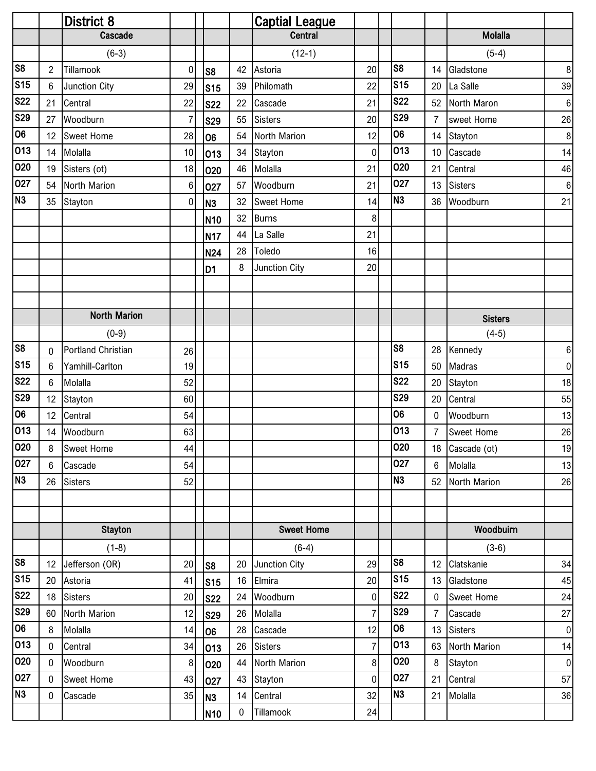| | | District 8 | | | | | Captial League | | | | | | |
|---|---|---|---|---|---|---|---|---|---|---|---|---|---|
| | | **Cascade** | | | | | **Central** | | | | | **Molalla** | |
| | | (6-3) | | | | | (12-1) | | | | | (5-4) | |
| S8 | 2 | Tillamook | 0 | | S8 | 42 | Astoria | 20 | | S8 | 14 | Gladstone | 8 |
| S15 | 6 | Junction City | 29 | | S15 | 39 | Philomath | 22 | | S15 | 20 | La Salle | 39 |
| S22 | 21 | Central | 22 | | S22 | 22 | Cascade | 21 | | S22 | 52 | North Maron | 6 |
| S29 | 27 | Woodburn | 7 | | S29 | 55 | Sisters | 20 | | S29 | 7 | sweet Home | 26 |
| O6 | 12 | Sweet Home | 28 | | O6 | 54 | North Marion | 12 | | O6 | 14 | Stayton | 8 |
| O13 | 14 | Molalla | 10 | | O13 | 34 | Stayton | 0 | | O13 | 10 | Cascade | 14 |
| O20 | 19 | Sisters (ot) | 18 | | O20 | 46 | Molalla | 21 | | O20 | 21 | Central | 46 |
| O27 | 54 | North Marion | 6 | | O27 | 57 | Woodburn | 21 | | O27 | 13 | Sisters | 6 |
| N3 | 35 | Stayton | 0 | | N3 | 32 | Sweet Home | 14 | | N3 | 36 | Woodburn | 21 |
| | | | | | N10 | 32 | Burns | 8 | | | | | |
| | | | | | N17 | 44 | La Salle | 21 | | | | | |
| | | | | | N24 | 28 | Toledo | 16 | | | | | |
| | | | | | D1 | 8 | Junction City | 20 | | | | | |
| | | | | | | | | | | | | | |
| | | | | | | | | | | | | | |
| | | **North Marion** | | | | | | | | | | **Sisters** | |
| | | (0-9) | | | | | | | | | | (4-5) | |
| S8 | 0 | Portland Christian | 26 | | | | | | | S8 | 28 | Kennedy | 6 |
| S15 | 6 | Yamhill-Carlton | 19 | | | | | | | S15 | 50 | Madras | 0 |
| S22 | 6 | Molalla | 52 | | | | | | | S22 | 20 | Stayton | 18 |
| S29 | 12 | Stayton | 60 | | | | | | | S29 | 20 | Central | 55 |
| O6 | 12 | Central | 54 | | | | | | | O6 | 0 | Woodburn | 13 |
| O13 | 14 | Woodburn | 63 | | | | | | | O13 | 7 | Sweet Home | 26 |
| O20 | 8 | Sweet Home | 44 | | | | | | | O20 | 18 | Cascade (ot) | 19 |
| O27 | 6 | Cascade | 54 | | | | | | | O27 | 6 | Molalla | 13 |
| N3 | 26 | Sisters | 52 | | | | | | | N3 | 52 | North Marion | 26 |
| | | | | | | | | | | | | | |
| | | | | | | | | | | | | | |
| | | **Stayton** | | | | | **Sweet Home** | | | | | **Woodbuirn** | |
| | | (1-8) | | | | | (6-4) | | | | | (3-6) | |
| S8 | 12 | Jefferson (OR) | 20 | | S8 | 20 | Junction City | 29 | | S8 | 12 | Clatskanie | 34 |
| S15 | 20 | Astoria | 41 | | S15 | 16 | Elmira | 20 | | S15 | 13 | Gladstone | 45 |
| S22 | 18 | Sisters | 20 | | S22 | 24 | Woodburn | 0 | | S22 | 0 | Sweet Home | 24 |
| S29 | 60 | North Marion | 12 | | S29 | 26 | Molalla | 7 | | S29 | 7 | Cascade | 27 |
| O6 | 8 | Molalla | 14 | | O6 | 28 | Cascade | 12 | | O6 | 13 | Sisters | 0 |
| O13 | 0 | Central | 34 | | O13 | 26 | Sisters | 7 | | O13 | 63 | North Marion | 14 |
| O20 | 0 | Woodburn | 8 | | O20 | 44 | North Marion | 8 | | O20 | 8 | Stayton | 0 |
| O27 | 0 | Sweet Home | 43 | | O27 | 43 | Stayton | 0 | | O27 | 21 | Central | 57 |
| N3 | 0 | Cascade | 35 | | N3 | 14 | Central | 32 | | N3 | 21 | Molalla | 36 |
| | | | | | N10 | 0 | Tillamook | 24 | | | | | |